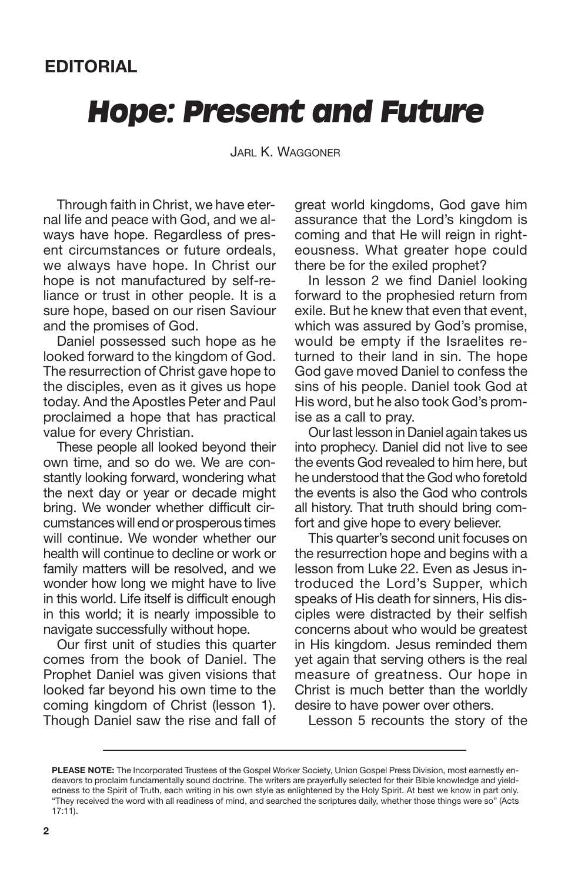## EDITORIAL

# *Hope: Present and Future*

Jarl K. Waggoner

Through faith in Christ, we have eternal life and peace with God, and we always have hope. Regardless of present circumstances or future ordeals, we always have hope. In Christ our hope is not manufactured by self-reliance or trust in other people. It is a sure hope, based on our risen Saviour and the promises of God.

Daniel possessed such hope as he looked forward to the kingdom of God. The resurrection of Christ gave hope to the disciples, even as it gives us hope today. And the Apostles Peter and Paul proclaimed a hope that has practical value for every Christian.

These people all looked beyond their own time, and so do we. We are constantly looking forward, wondering what the next day or year or decade might bring. We wonder whether difficult circumstances will end or prosperous times will continue. We wonder whether our health will continue to decline or work or family matters will be resolved, and we wonder how long we might have to live in this world. Life itself is difficult enough in this world; it is nearly impossible to navigate successfully without hope.

Our first unit of studies this quarter comes from the book of Daniel. The Prophet Daniel was given visions that looked far beyond his own time to the coming kingdom of Christ (lesson 1). Though Daniel saw the rise and fall of great world kingdoms, God gave him assurance that the Lord's kingdom is coming and that He will reign in righteousness. What greater hope could there be for the exiled prophet?

In lesson 2 we find Daniel looking forward to the prophesied return from exile. But he knew that even that event, which was assured by God's promise, would be empty if the Israelites returned to their land in sin. The hope God gave moved Daniel to confess the sins of his people. Daniel took God at His word, but he also took God's promise as a call to pray.

Our last lesson in Daniel again takes us into prophecy. Daniel did not live to see the events God revealed to him here, but he understood that the God who foretold the events is also the God who controls all history. That truth should bring comfort and give hope to every believer.

This quarter's second unit focuses on the resurrection hope and begins with a lesson from Luke 22. Even as Jesus introduced the Lord's Supper, which speaks of His death for sinners, His disciples were distracted by their selfish concerns about who would be greatest in His kingdom. Jesus reminded them yet again that serving others is the real measure of greatness. Our hope in Christ is much better than the worldly desire to have power over others.

Lesson 5 recounts the story of the

---

**PLEASE NOTE:** The Incorporated Trustees of the Gospel Worker Society, Union Gospel Press Division, most earnestly endeavors to proclaim fundamentally sound doctrine. The writers are prayerfully selected for their Bible knowledge and yieldedness to the Spirit of Truth, each writing in his own style as enlightened by the Holy Spirit. At best we know in part only. "They received the word with all readiness of mind, and searched the scriptures daily, whether those things were so" (Acts 17:11).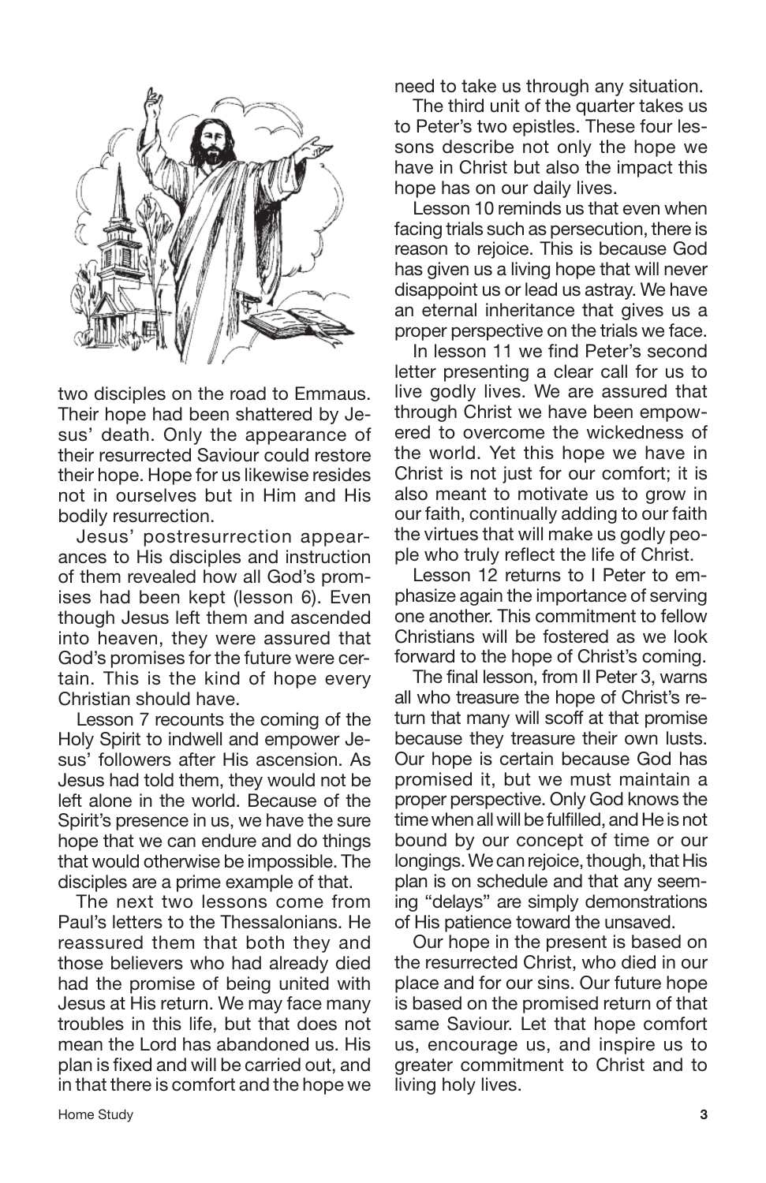two disciples on the road to Emmaus. Their hope had been shattered by Jesus' death. Only the appearance of their resurrected Saviour could restore their hope. Hope for us likewise resides not in ourselves but in Him and His bodily resurrection.

Jesus' postresurrection appearances to His disciples and instruction of them revealed how all God's promises had been kept (lesson 6). Even though Jesus left them and ascended into heaven, they were assured that God's promises for the future were certain. This is the kind of hope every Christian should have.

Lesson 7 recounts the coming of the Holy Spirit to indwell and empower Jesus' followers after His ascension. As Jesus had told them, they would not be left alone in the world. Because of the Spirit's presence in us, we have the sure hope that we can endure and do things that would otherwise be impossible. The disciples are a prime example of that.

The next two lessons come from Paul's letters to the Thessalonians. He reassured them that both they and those believers who had already died had the promise of being united with Jesus at His return. We may face many troubles in this life, but that does not mean the Lord has abandoned us. His plan is fixed and will be carried out, and in that there is comfort and the hope we need to take us through any situation.

The third unit of the quarter takes us to Peter's two epistles. These four lessons describe not only the hope we have in Christ but also the impact this hope has on our daily lives.

Lesson 10 reminds us that even when facing trials such as persecution, there is reason to rejoice. This is because God has given us a living hope that will never disappoint us or lead us astray. We have an eternal inheritance that gives us a proper perspective on the trials we face.

In lesson 11 we find Peter's second letter presenting a clear call for us to live godly lives. We are assured that through Christ we have been empowered to overcome the wickedness of the world. Yet this hope we have in Christ is not just for our comfort; it is also meant to motivate us to grow in our faith, continually adding to our faith the virtues that will make us godly people who truly reflect the life of Christ.

Lesson 12 returns to I Peter to emphasize again the importance of serving one another. This commitment to fellow Christians will be fostered as we look forward to the hope of Christ's coming.

The final lesson, from II Peter 3, warns all who treasure the hope of Christ's return that many will scoff at that promise because they treasure their own lusts. Our hope is certain because God has promised it, but we must maintain a proper perspective. Only God knows the time when all will be fulfilled, and He is not bound by our concept of time or our longings. We can rejoice, though, that His plan is on schedule and that any seeming "delays" are simply demonstrations of His patience toward the unsaved.

Our hope in the present is based on the resurrected Christ, who died in our place and for our sins. Our future hope is based on the promised return of that same Saviour. Let that hope comfort us, encourage us, and inspire us to greater commitment to Christ and to living holy lives.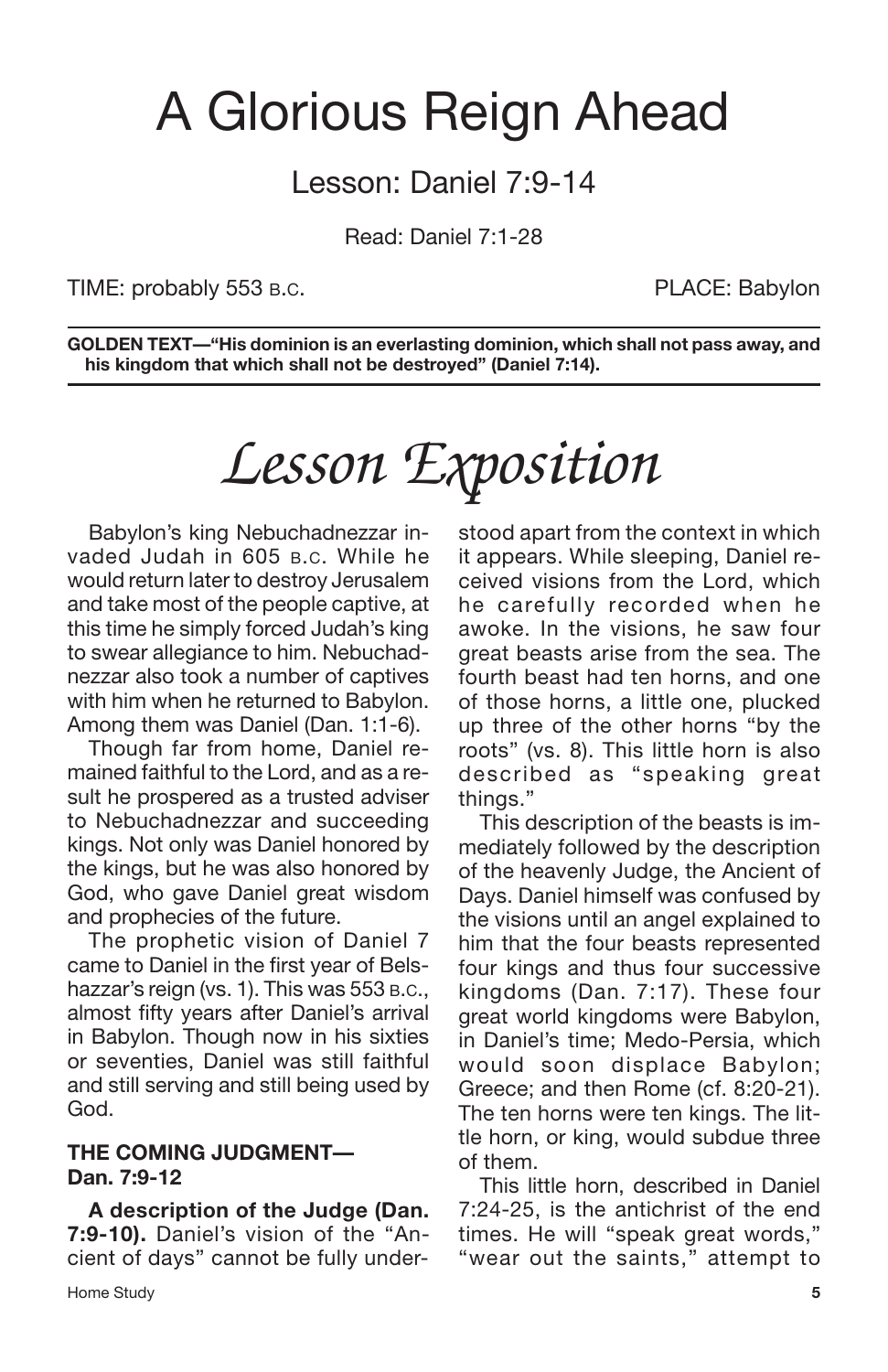# A Glorious Reign Ahead

## Lesson: Daniel 7:9-14

Read: Daniel 7:1-28

TIME: probably 553 B.C. PLACE: Babylon

**GOLDEN TEXT—"His dominion is an everlasting dominion, which shall not pass away, and his kingdom that which shall not be destroyed" (Daniel 7:14).**

# *Lesson Exposition*

Babylon's king Nebuchadnezzar invaded Judah in 605 B.C. While he would return later to destroy Jerusalem and take most of the people captive, at this time he simply forced Judah's king to swear allegiance to him. Nebuchadnezzar also took a number of captives with him when he returned to Babylon. Among them was Daniel (Dan. 1:1-6).

Though far from home, Daniel remained faithful to the Lord, and as a result he prospered as a trusted adviser to Nebuchadnezzar and succeeding kings. Not only was Daniel honored by the kings, but he was also honored by God, who gave Daniel great wisdom and prophecies of the future.

The prophetic vision of Daniel 7 came to Daniel in the first year of Belshazzar's reign (vs. 1). This was 553 B.C., almost fifty years after Daniel's arrival in Babylon. Though now in his sixties or seventies, Daniel was still faithful and still serving and still being used by God.

### THE COMING JUDGMENT—Dan. 7:9-12

**A description of the Judge (Dan. 7:9-10).** Daniel's vision of the "Ancient of days" cannot be fully understood apart from the context in which it appears. While sleeping, Daniel received visions from the Lord, which he carefully recorded when he awoke. In the visions, he saw four great beasts arise from the sea. The fourth beast had ten horns, and one of those horns, a little one, plucked up three of the other horns "by the roots" (vs. 8). This little horn is also described as "speaking great things."

This description of the beasts is immediately followed by the description of the heavenly Judge, the Ancient of Days. Daniel himself was confused by the visions until an angel explained to him that the four beasts represented four kings and thus four successive kingdoms (Dan. 7:17). These four great world kingdoms were Babylon, in Daniel's time; Medo-Persia, which would soon displace Babylon; Greece; and then Rome (cf. 8:20-21). The ten horns were ten kings. The little horn, or king, would subdue three of them.

This little horn, described in Daniel 7:24-25, is the antichrist of the end times. He will "speak great words," "wear out the saints," attempt to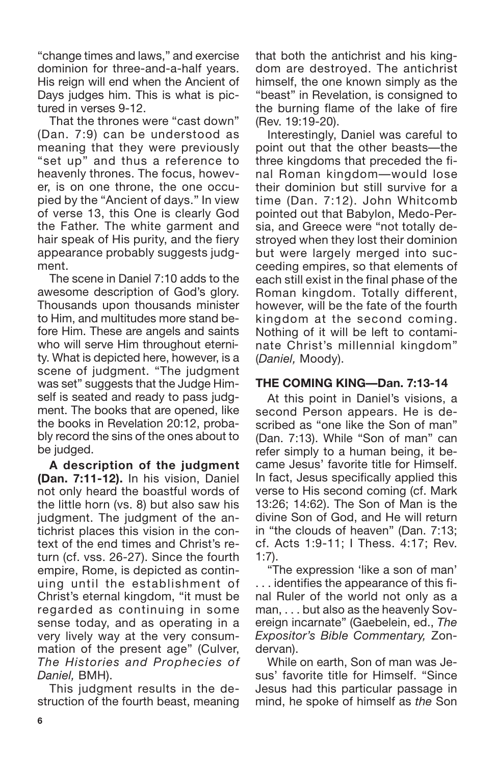"change times and laws," and exercise dominion for three-and-a-half years. His reign will end when the Ancient of Days judges him. This is what is pictured in verses 9-12.

That the thrones were "cast down" (Dan. 7:9) can be understood as meaning that they were previously "set up" and thus a reference to heavenly thrones. The focus, however, is on one throne, the one occupied by the "Ancient of days." In view of verse 13, this One is clearly God the Father. The white garment and hair speak of His purity, and the fiery appearance probably suggests judgment.

The scene in Daniel 7:10 adds to the awesome description of God's glory. Thousands upon thousands minister to Him, and multitudes more stand before Him. These are angels and saints who will serve Him throughout eternity. What is depicted here, however, is a scene of judgment. "The judgment was set" suggests that the Judge Himself is seated and ready to pass judgment. The books that are opened, like the books in Revelation 20:12, probably record the sins of the ones about to be judged.

**A description of the judgment (Dan. 7:11-12).** In his vision, Daniel not only heard the boastful words of the little horn (vs. 8) but also saw his judgment. The judgment of the antichrist places this vision in the context of the end times and Christ's return (cf. vss. 26-27). Since the fourth empire, Rome, is depicted as continuing until the establishment of Christ's eternal kingdom, "it must be regarded as continuing in some sense today, and as operating in a very lively way at the very consummation of the present age" (Culver, *The Histories and Prophecies of Daniel,* BMH).

This judgment results in the destruction of the fourth beast, meaning that both the antichrist and his kingdom are destroyed. The antichrist himself, the one known simply as the "beast" in Revelation, is consigned to the burning flame of the lake of fire (Rev. 19:19-20).

Interestingly, Daniel was careful to point out that the other beasts—the three kingdoms that preceded the final Roman kingdom—would lose their dominion but still survive for a time (Dan. 7:12). John Whitcomb pointed out that Babylon, Medo-Persia, and Greece were "not totally destroyed when they lost their dominion but were largely merged into succeeding empires, so that elements of each still exist in the final phase of the Roman kingdom. Totally different, however, will be the fate of the fourth kingdom at the second coming. Nothing of it will be left to contaminate Christ's millennial kingdom" (*Daniel,* Moody).

**THE COMING KING—Dan. 7:13-14**

At this point in Daniel's visions, a second Person appears. He is described as "one like the Son of man" (Dan. 7:13). While "Son of man" can refer simply to a human being, it became Jesus' favorite title for Himself. In fact, Jesus specifically applied this verse to His second coming (cf. Mark 13:26; 14:62). The Son of Man is the divine Son of God, and He will return in "the clouds of heaven" (Dan. 7:13; cf. Acts 1:9-11; I Thess. 4:17; Rev. 1:7).

"The expression 'like a son of man' . . . identifies the appearance of this final Ruler of the world not only as a man, . . . but also as the heavenly Sovereign incarnate" (Gaebelein, ed., *The Expositor's Bible Commentary,* Zondervan).

While on earth, Son of man was Jesus' favorite title for Himself. "Since Jesus had this particular passage in mind, he spoke of himself as *the* Son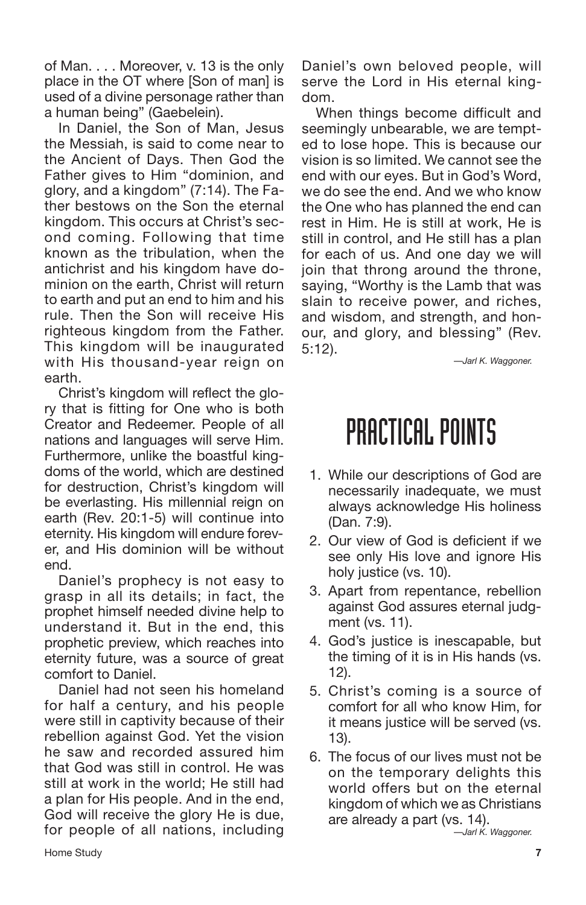of Man. . . . Moreover, v. 13 is the only place in the OT where [Son of man] is used of a divine personage rather than a human being" (Gaebelein).

In Daniel, the Son of Man, Jesus the Messiah, is said to come near to the Ancient of Days. Then God the Father gives to Him "dominion, and glory, and a kingdom" (7:14). The Father bestows on the Son the eternal kingdom. This occurs at Christ's second coming. Following that time known as the tribulation, when the antichrist and his kingdom have dominion on the earth, Christ will return to earth and put an end to him and his rule. Then the Son will receive His righteous kingdom from the Father. This kingdom will be inaugurated with His thousand-year reign on earth.

Christ's kingdom will reflect the glory that is fitting for One who is both Creator and Redeemer. People of all nations and languages will serve Him. Furthermore, unlike the boastful kingdoms of the world, which are destined for destruction, Christ's kingdom will be everlasting. His millennial reign on earth (Rev. 20:1-5) will continue into eternity. His kingdom will endure forever, and His dominion will be without end.

Daniel's prophecy is not easy to grasp in all its details; in fact, the prophet himself needed divine help to understand it. But in the end, this prophetic preview, which reaches into eternity future, was a source of great comfort to Daniel.

Daniel had not seen his homeland for half a century, and his people were still in captivity because of their rebellion against God. Yet the vision he saw and recorded assured him that God was still in control. He was still at work in the world; He still had a plan for His people. And in the end, God will receive the glory He is due, for people of all nations, including Daniel's own beloved people, will serve the Lord in His eternal kingdom.

When things become difficult and seemingly unbearable, we are tempted to lose hope. This is because our vision is so limited. We cannot see the end with our eyes. But in God's Word, we do see the end. And we who know the One who has planned the end can rest in Him. He is still at work, He is still in control, and He still has a plan for each of us. And one day we will join that throng around the throne, saying, "Worthy is the Lamb that was slain to receive power, and riches, and wisdom, and strength, and honour, and glory, and blessing" (Rev. 5:12).

*—Jarl K. Waggoner.*

# PRACTICAL POINTS

1. While our descriptions of God are necessarily inadequate, we must always acknowledge His holiness (Dan. 7:9).
2. Our view of God is deficient if we see only His love and ignore His holy justice (vs. 10).
3. Apart from repentance, rebellion against God assures eternal judgment (vs. 11).
4. God's justice is inescapable, but the timing of it is in His hands (vs. 12).
5. Christ's coming is a source of comfort for all who know Him, for it means justice will be served (vs. 13).
6. The focus of our lives must not be on the temporary delights this world offers but on the eternal kingdom of which we as Christians are already a part (vs. 14).

*—Jarl K. Waggoner.*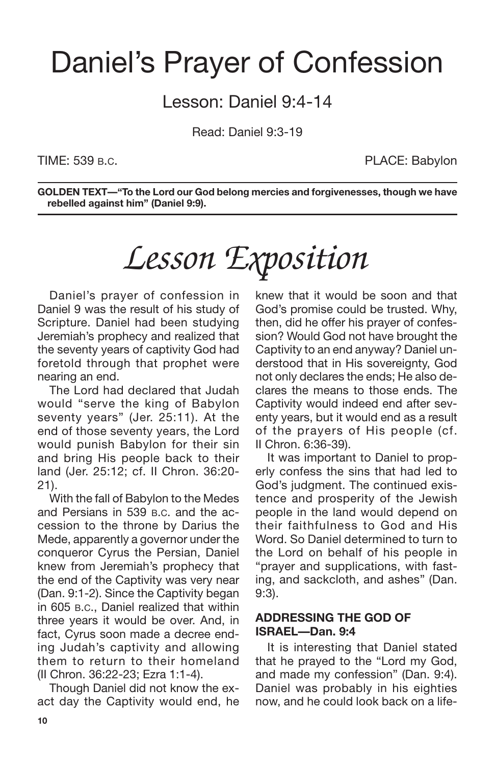# Daniel's Prayer of Confession

## Lesson: Daniel 9:4-14

Read: Daniel 9:3-19

TIME: 539 B.C. PLACE: Babylon

**GOLDEN TEXT—"To the Lord our God belong mercies and forgivenesses, though we have rebelled against him" (Daniel 9:9).**

# *Lesson Exposition*

Daniel's prayer of confession in Daniel 9 was the result of his study of Scripture. Daniel had been studying Jeremiah's prophecy and realized that the seventy years of captivity God had foretold through that prophet were nearing an end.

The Lord had declared that Judah would "serve the king of Babylon seventy years" (Jer. 25:11). At the end of those seventy years, the Lord would punish Babylon for their sin and bring His people back to their land (Jer. 25:12; cf. II Chron. 36:20-21).

With the fall of Babylon to the Medes and Persians in 539 B.C. and the accession to the throne by Darius the Mede, apparently a governor under the conqueror Cyrus the Persian, Daniel knew from Jeremiah's prophecy that the end of the Captivity was very near (Dan. 9:1-2). Since the Captivity began in 605 B.C., Daniel realized that within three years it would be over. And, in fact, Cyrus soon made a decree ending Judah's captivity and allowing them to return to their homeland (II Chron. 36:22-23; Ezra 1:1-4).

Though Daniel did not know the exact day the Captivity would end, he knew that it would be soon and that God's promise could be trusted. Why, then, did he offer his prayer of confession? Would God not have brought the Captivity to an end anyway? Daniel understood that in His sovereignty, God not only declares the ends; He also declares the means to those ends. The Captivity would indeed end after seventy years, but it would end as a result of the prayers of His people (cf. II Chron. 6:36-39).

It was important to Daniel to properly confess the sins that had led to God's judgment. The continued existence and prosperity of the Jewish people in the land would depend on their faithfulness to God and His Word. So Daniel determined to turn to the Lord on behalf of his people in "prayer and supplications, with fasting, and sackcloth, and ashes" (Dan. 9:3).

### ADDRESSING THE GOD OF ISRAEL—Dan. 9:4

It is interesting that Daniel stated that he prayed to the "Lord my God, and made my confession" (Dan. 9:4). Daniel was probably in his eighties now, and he could look back on a life-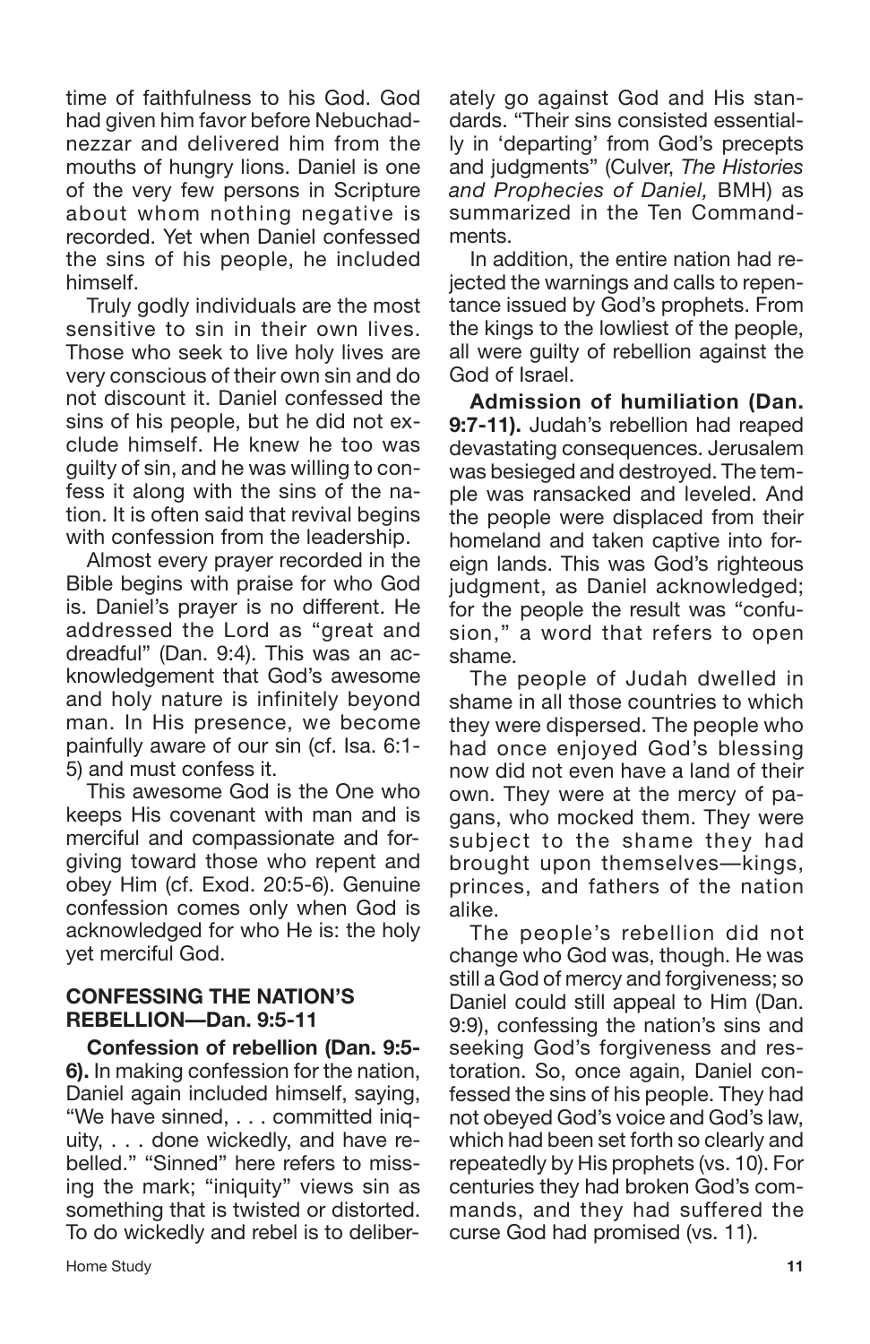time of faithfulness to his God. God had given him favor before Nebuchadnezzar and delivered him from the mouths of hungry lions. Daniel is one of the very few persons in Scripture about whom nothing negative is recorded. Yet when Daniel confessed the sins of his people, he included himself.

Truly godly individuals are the most sensitive to sin in their own lives. Those who seek to live holy lives are very conscious of their own sin and do not discount it. Daniel confessed the sins of his people, but he did not exclude himself. He knew he too was guilty of sin, and he was willing to confess it along with the sins of the nation. It is often said that revival begins with confession from the leadership.

Almost every prayer recorded in the Bible begins with praise for who God is. Daniel's prayer is no different. He addressed the Lord as "great and dreadful" (Dan. 9:4). This was an acknowledgement that God's awesome and holy nature is infinitely beyond man. In His presence, we become painfully aware of our sin (cf. Isa. 6:1-5) and must confess it.

This awesome God is the One who keeps His covenant with man and is merciful and compassionate and forgiving toward those who repent and obey Him (cf. Exod. 20:5-6). Genuine confession comes only when God is acknowledged for who He is: the holy yet merciful God.

### CONFESSING THE NATION'S REBELLION—Dan. 9:5-11

**Confession of rebellion (Dan. 9:5-6).** In making confession for the nation, Daniel again included himself, saying, "We have sinned, . . . committed iniquity, . . . done wickedly, and have rebelled." "Sinned" here refers to missing the mark; "iniquity" views sin as something that is twisted or distorted. To do wickedly and rebel is to deliberately go against God and His standards. "Their sins consisted essentially in 'departing' from God's precepts and judgments" (Culver, *The Histories and Prophecies of Daniel,* BMH) as summarized in the Ten Commandments.

In addition, the entire nation had rejected the warnings and calls to repentance issued by God's prophets. From the kings to the lowliest of the people, all were guilty of rebellion against the God of Israel.

**Admission of humiliation (Dan. 9:7-11).** Judah's rebellion had reaped devastating consequences. Jerusalem was besieged and destroyed. The temple was ransacked and leveled. And the people were displaced from their homeland and taken captive into foreign lands. This was God's righteous judgment, as Daniel acknowledged; for the people the result was "confusion," a word that refers to open shame.

The people of Judah dwelled in shame in all those countries to which they were dispersed. The people who had once enjoyed God's blessing now did not even have a land of their own. They were at the mercy of pagans, who mocked them. They were subject to the shame they had brought upon themselves—kings, princes, and fathers of the nation alike.

The people's rebellion did not change who God was, though. He was still a God of mercy and forgiveness; so Daniel could still appeal to Him (Dan. 9:9), confessing the nation's sins and seeking God's forgiveness and restoration. So, once again, Daniel confessed the sins of his people. They had not obeyed God's voice and God's law, which had been set forth so clearly and repeatedly by His prophets (vs. 10). For centuries they had broken God's commands, and they had suffered the curse God had promised (vs. 11).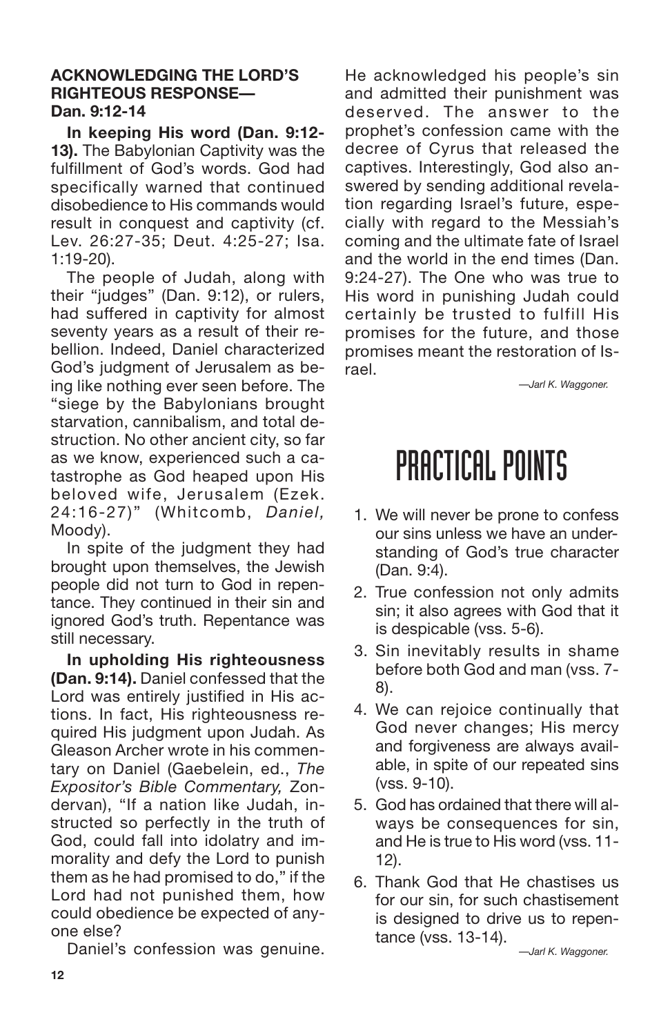### ACKNOWLEDGING THE LORD'S RIGHTEOUS RESPONSE—Dan. 9:12-14

**In keeping His word (Dan. 9:12-13).** The Babylonian Captivity was the fulfillment of God's words. God had specifically warned that continued disobedience to His commands would result in conquest and captivity (cf. Lev. 26:27-35; Deut. 4:25-27; Isa. 1:19-20).

The people of Judah, along with their "judges" (Dan. 9:12), or rulers, had suffered in captivity for almost seventy years as a result of their rebellion. Indeed, Daniel characterized God's judgment of Jerusalem as being like nothing ever seen before. The "siege by the Babylonians brought starvation, cannibalism, and total destruction. No other ancient city, so far as we know, experienced such a catastrophe as God heaped upon His beloved wife, Jerusalem (Ezek. 24:16-27)" (Whitcomb, *Daniel,* Moody).

In spite of the judgment they had brought upon themselves, the Jewish people did not turn to God in repentance. They continued in their sin and ignored God's truth. Repentance was still necessary.

**In upholding His righteousness (Dan. 9:14).** Daniel confessed that the Lord was entirely justified in His actions. In fact, His righteousness required His judgment upon Judah. As Gleason Archer wrote in his commentary on Daniel (Gaebelein, ed., *The Expositor's Bible Commentary,* Zondervan), "If a nation like Judah, instructed so perfectly in the truth of God, could fall into idolatry and immorality and defy the Lord to punish them as he had promised to do," if the Lord had not punished them, how could obedience be expected of anyone else?

Daniel's confession was genuine. He acknowledged his people's sin and admitted their punishment was deserved. The answer to the prophet's confession came with the decree of Cyrus that released the captives. Interestingly, God also answered by sending additional revelation regarding Israel's future, especially with regard to the Messiah's coming and the ultimate fate of Israel and the world in the end times (Dan. 9:24-27). The One who was true to His word in punishing Judah could certainly be trusted to fulfill His promises for the future, and those promises meant the restoration of Israel.

*—Jarl K. Waggoner.*

## PRACTICAL POINTS

1. We will never be prone to confess our sins unless we have an understanding of God's true character (Dan. 9:4).
2. True confession not only admits sin; it also agrees with God that it is despicable (vss. 5-6).
3. Sin inevitably results in shame before both God and man (vss. 7-8).
4. We can rejoice continually that God never changes; His mercy and forgiveness are always available, in spite of our repeated sins (vss. 9-10).
5. God has ordained that there will always be consequences for sin, and He is true to His word (vss. 11-12).
6. Thank God that He chastises us for our sin, for such chastisement is designed to drive us to repentance (vss. 13-14).

*—Jarl K. Waggoner.*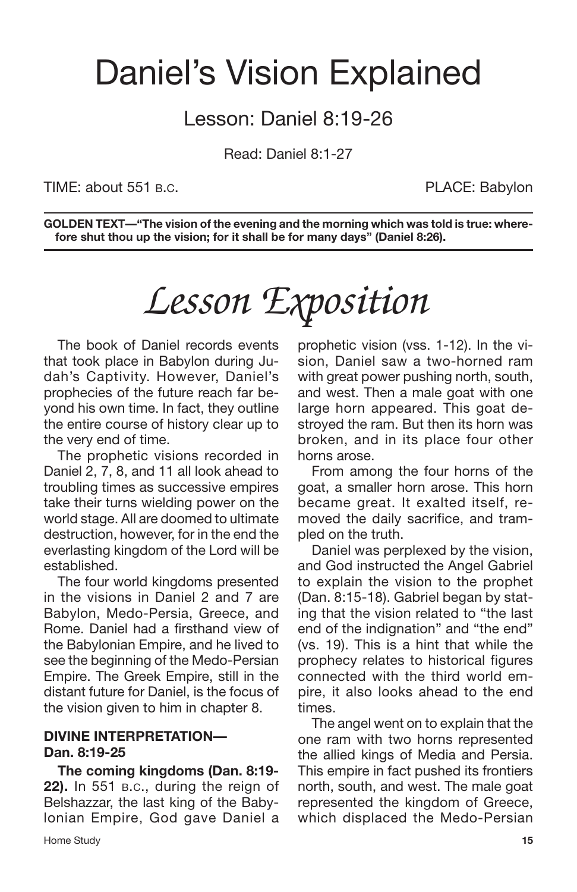# Daniel's Vision Explained

## Lesson: Daniel 8:19-26

Read: Daniel 8:1-27

TIME: about 551 B.C. PLACE: Babylon

**GOLDEN TEXT—"The vision of the evening and the morning which was told is true: wherefore shut thou up the vision; for it shall be for many days" (Daniel 8:26).**

# *Lesson Exposition*

The book of Daniel records events that took place in Babylon during Judah's Captivity. However, Daniel's prophecies of the future reach far beyond his own time. In fact, they outline the entire course of history clear up to the very end of time.

The prophetic visions recorded in Daniel 2, 7, 8, and 11 all look ahead to troubling times as successive empires take their turns wielding power on the world stage. All are doomed to ultimate destruction, however, for in the end the everlasting kingdom of the Lord will be established.

The four world kingdoms presented in the visions in Daniel 2 and 7 are Babylon, Medo-Persia, Greece, and Rome. Daniel had a firsthand view of the Babylonian Empire, and he lived to see the beginning of the Medo-Persian Empire. The Greek Empire, still in the distant future for Daniel, is the focus of the vision given to him in chapter 8.

### DIVINE INTERPRETATION—Dan. 8:19-25

**The coming kingdoms (Dan. 8:19-22).** In 551 B.C., during the reign of Belshazzar, the last king of the Babylonian Empire, God gave Daniel a prophetic vision (vss. 1-12). In the vision, Daniel saw a two-horned ram with great power pushing north, south, and west. Then a male goat with one large horn appeared. This goat destroyed the ram. But then its horn was broken, and in its place four other horns arose.

From among the four horns of the goat, a smaller horn arose. This horn became great. It exalted itself, removed the daily sacrifice, and trampled on the truth.

Daniel was perplexed by the vision, and God instructed the Angel Gabriel to explain the vision to the prophet (Dan. 8:15-18). Gabriel began by stating that the vision related to "the last end of the indignation" and "the end" (vs. 19). This is a hint that while the prophecy relates to historical figures connected with the third world empire, it also looks ahead to the end times.

The angel went on to explain that the one ram with two horns represented the allied kings of Media and Persia. This empire in fact pushed its frontiers north, south, and west. The male goat represented the kingdom of Greece, which displaced the Medo-Persian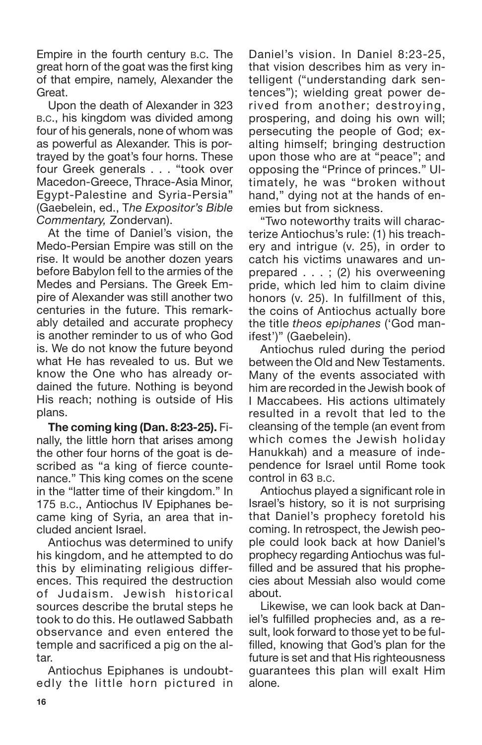Empire in the fourth century B.C. The great horn of the goat was the first king of that empire, namely, Alexander the Great.

Upon the death of Alexander in 323 B.C., his kingdom was divided among four of his generals, none of whom was as powerful as Alexander. This is portrayed by the goat's four horns. These four Greek generals . . . "took over Macedon-Greece, Thrace-Asia Minor, Egypt-Palestine and Syria-Persia" (Gaebelein, ed., *The Expositor's Bible Commentary,* Zondervan).

At the time of Daniel's vision, the Medo-Persian Empire was still on the rise. It would be another dozen years before Babylon fell to the armies of the Medes and Persians. The Greek Empire of Alexander was still another two centuries in the future. This remarkably detailed and accurate prophecy is another reminder to us of who God is. We do not know the future beyond what He has revealed to us. But we know the One who has already ordained the future. Nothing is beyond His reach; nothing is outside of His plans.

**The coming king (Dan. 8:23-25).** Finally, the little horn that arises among the other four horns of the goat is described as "a king of fierce countenance." This king comes on the scene in the "latter time of their kingdom." In 175 B.C., Antiochus IV Epiphanes became king of Syria, an area that included ancient Israel.

Antiochus was determined to unify his kingdom, and he attempted to do this by eliminating religious differences. This required the destruction of Judaism. Jewish historical sources describe the brutal steps he took to do this. He outlawed Sabbath observance and even entered the temple and sacrificed a pig on the altar.

Antiochus Epiphanes is undoubtedly the little horn pictured in Daniel's vision. In Daniel 8:23-25, that vision describes him as very intelligent ("understanding dark sentences"); wielding great power derived from another; destroying, prospering, and doing his own will; persecuting the people of God; exalting himself; bringing destruction upon those who are at "peace"; and opposing the "Prince of princes." Ultimately, he was "broken without hand," dying not at the hands of enemies but from sickness.

"Two noteworthy traits will characterize Antiochus's rule: (1) his treachery and intrigue (v. 25), in order to catch his victims unawares and unprepared . . . ; (2) his overweening pride, which led him to claim divine honors (v. 25). In fulfillment of this, the coins of Antiochus actually bore the title *theos epiphanes* ('God manifest')" (Gaebelein).

Antiochus ruled during the period between the Old and New Testaments. Many of the events associated with him are recorded in the Jewish book of I Maccabees. His actions ultimately resulted in a revolt that led to the cleansing of the temple (an event from which comes the Jewish holiday Hanukkah) and a measure of independence for Israel until Rome took control in 63 B.C.

Antiochus played a significant role in Israel's history, so it is not surprising that Daniel's prophecy foretold his coming. In retrospect, the Jewish people could look back at how Daniel's prophecy regarding Antiochus was fulfilled and be assured that his prophecies about Messiah also would come about.

Likewise, we can look back at Daniel's fulfilled prophecies and, as a result, look forward to those yet to be fulfilled, knowing that God's plan for the future is set and that His righteousness guarantees this plan will exalt Him alone.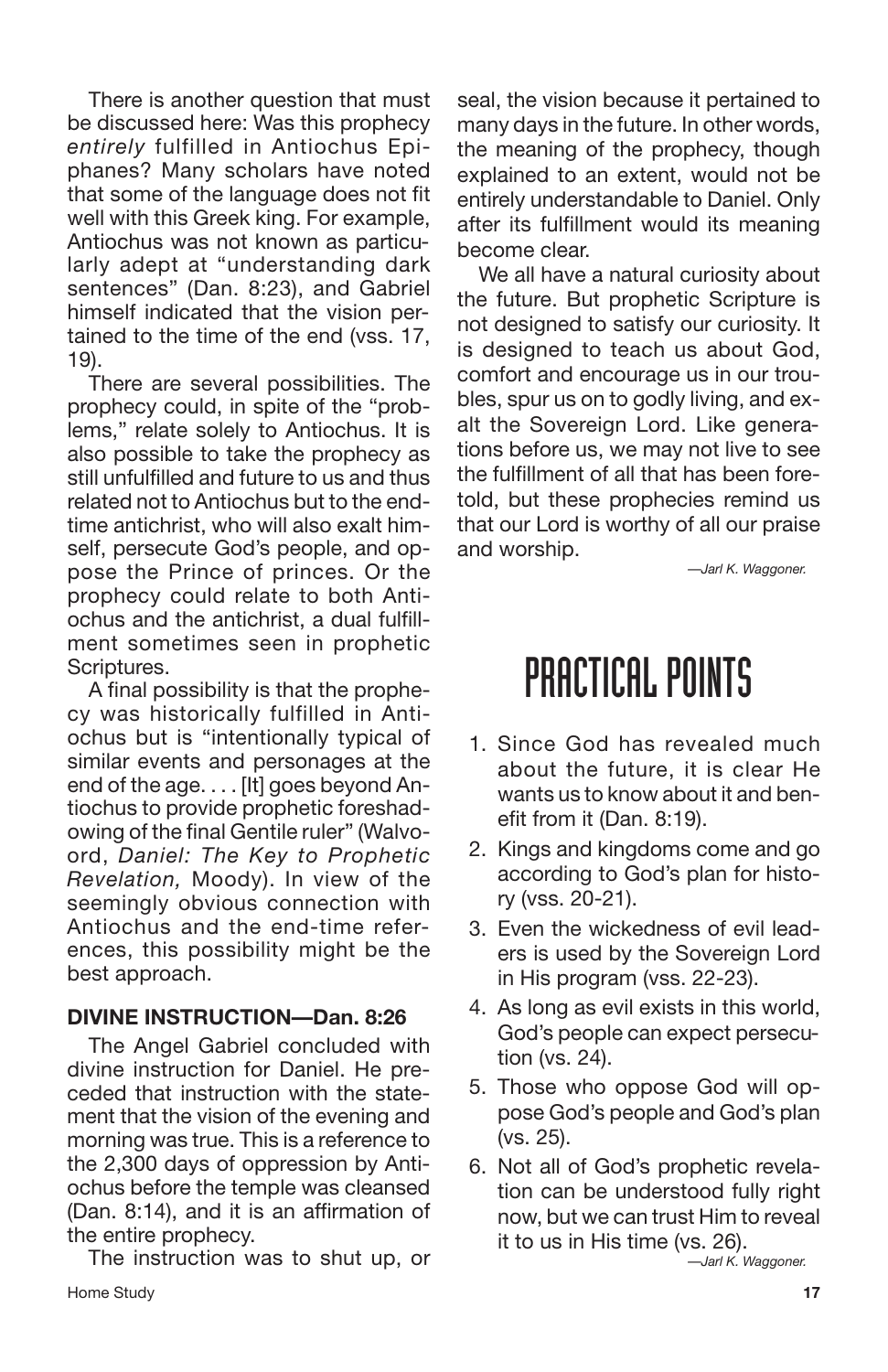There is another question that must be discussed here: Was this prophecy *entirely* fulfilled in Antiochus Epiphanes? Many scholars have noted that some of the language does not fit well with this Greek king. For example, Antiochus was not known as particularly adept at "understanding dark sentences" (Dan. 8:23), and Gabriel himself indicated that the vision pertained to the time of the end (vss. 17, 19).

There are several possibilities. The prophecy could, in spite of the "problems," relate solely to Antiochus. It is also possible to take the prophecy as still unfulfilled and future to us and thus related not to Antiochus but to the end-time antichrist, who will also exalt himself, persecute God's people, and oppose the Prince of princes. Or the prophecy could relate to both Antiochus and the antichrist, a dual fulfillment sometimes seen in prophetic Scriptures.

A final possibility is that the prophecy was historically fulfilled in Antiochus but is "intentionally typical of similar events and personages at the end of the age. . . . [It] goes beyond Antiochus to provide prophetic foreshadowing of the final Gentile ruler" (Walvoord, *Daniel: The Key to Prophetic Revelation,* Moody). In view of the seemingly obvious connection with Antiochus and the end-time references, this possibility might be the best approach.

**DIVINE INSTRUCTION—Dan. 8:26**

The Angel Gabriel concluded with divine instruction for Daniel. He preceded that instruction with the statement that the vision of the evening and morning was true. This is a reference to the 2,300 days of oppression by Antiochus before the temple was cleansed (Dan. 8:14), and it is an affirmation of the entire prophecy.

The instruction was to shut up, or seal, the vision because it pertained to many days in the future. In other words, the meaning of the prophecy, though explained to an extent, would not be entirely understandable to Daniel. Only after its fulfillment would its meaning become clear.

We all have a natural curiosity about the future. But prophetic Scripture is not designed to satisfy our curiosity. It is designed to teach us about God, comfort and encourage us in our troubles, spur us on to godly living, and exalt the Sovereign Lord. Like generations before us, we may not live to see the fulfillment of all that has been foretold, but these prophecies remind us that our Lord is worthy of all our praise and worship.

*—Jarl K. Waggoner.*

# PRACTICAL POINTS

1. Since God has revealed much about the future, it is clear He wants us to know about it and benefit from it (Dan. 8:19).
2. Kings and kingdoms come and go according to God's plan for history (vss. 20-21).
3. Even the wickedness of evil leaders is used by the Sovereign Lord in His program (vss. 22-23).
4. As long as evil exists in this world, God's people can expect persecution (vs. 24).
5. Those who oppose God will oppose God's people and God's plan (vs. 25).
6. Not all of God's prophetic revelation can be understood fully right now, but we can trust Him to reveal it to us in His time (vs. 26).

*—Jarl K. Waggoner.*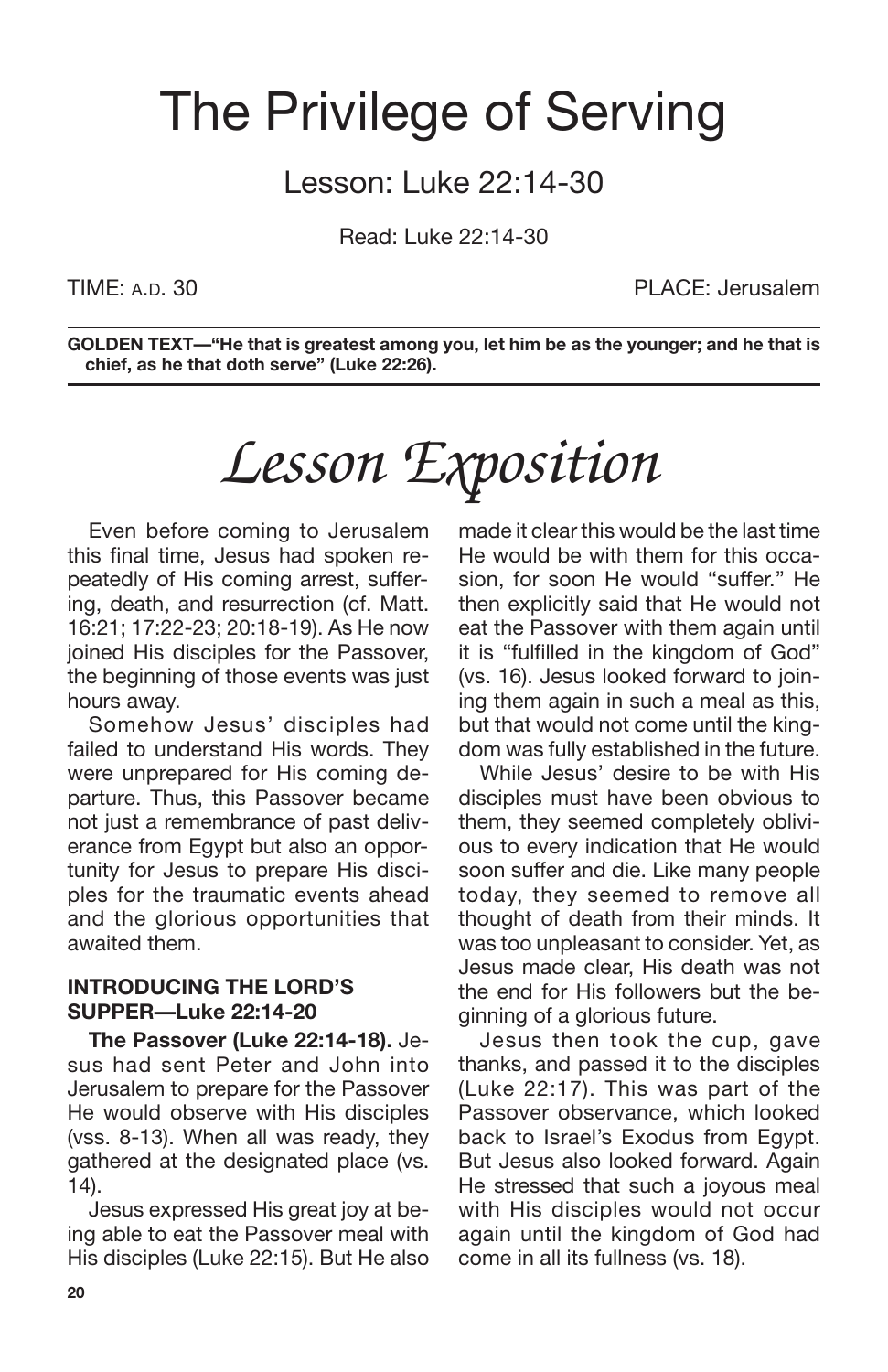# The Privilege of Serving

## Lesson: Luke 22:14-30

Read: Luke 22:14-30

TIME: A.D. 30 PLACE: Jerusalem

**GOLDEN TEXT—"He that is greatest among you, let him be as the younger; and he that is chief, as he that doth serve" (Luke 22:26).**

# *Lesson Exposition*

Even before coming to Jerusalem this final time, Jesus had spoken repeatedly of His coming arrest, suffering, death, and resurrection (cf. Matt. 16:21; 17:22-23; 20:18-19). As He now joined His disciples for the Passover, the beginning of those events was just hours away.

Somehow Jesus' disciples had failed to understand His words. They were unprepared for His coming departure. Thus, this Passover became not just a remembrance of past deliverance from Egypt but also an opportunity for Jesus to prepare His disciples for the traumatic events ahead and the glorious opportunities that awaited them.

### INTRODUCING THE LORD'S SUPPER—Luke 22:14-20

**The Passover (Luke 22:14-18).** Jesus had sent Peter and John into Jerusalem to prepare for the Passover He would observe with His disciples (vss. 8-13). When all was ready, they gathered at the designated place (vs. 14).

Jesus expressed His great joy at being able to eat the Passover meal with His disciples (Luke 22:15). But He also made it clear this would be the last time He would be with them for this occasion, for soon He would "suffer." He then explicitly said that He would not eat the Passover with them again until it is "fulfilled in the kingdom of God" (vs. 16). Jesus looked forward to joining them again in such a meal as this, but that would not come until the kingdom was fully established in the future.

While Jesus' desire to be with His disciples must have been obvious to them, they seemed completely oblivious to every indication that He would soon suffer and die. Like many people today, they seemed to remove all thought of death from their minds. It was too unpleasant to consider. Yet, as Jesus made clear, His death was not the end for His followers but the beginning of a glorious future.

Jesus then took the cup, gave thanks, and passed it to the disciples (Luke 22:17). This was part of the Passover observance, which looked back to Israel's Exodus from Egypt. But Jesus also looked forward. Again He stressed that such a joyous meal with His disciples would not occur again until the kingdom of God had come in all its fullness (vs. 18).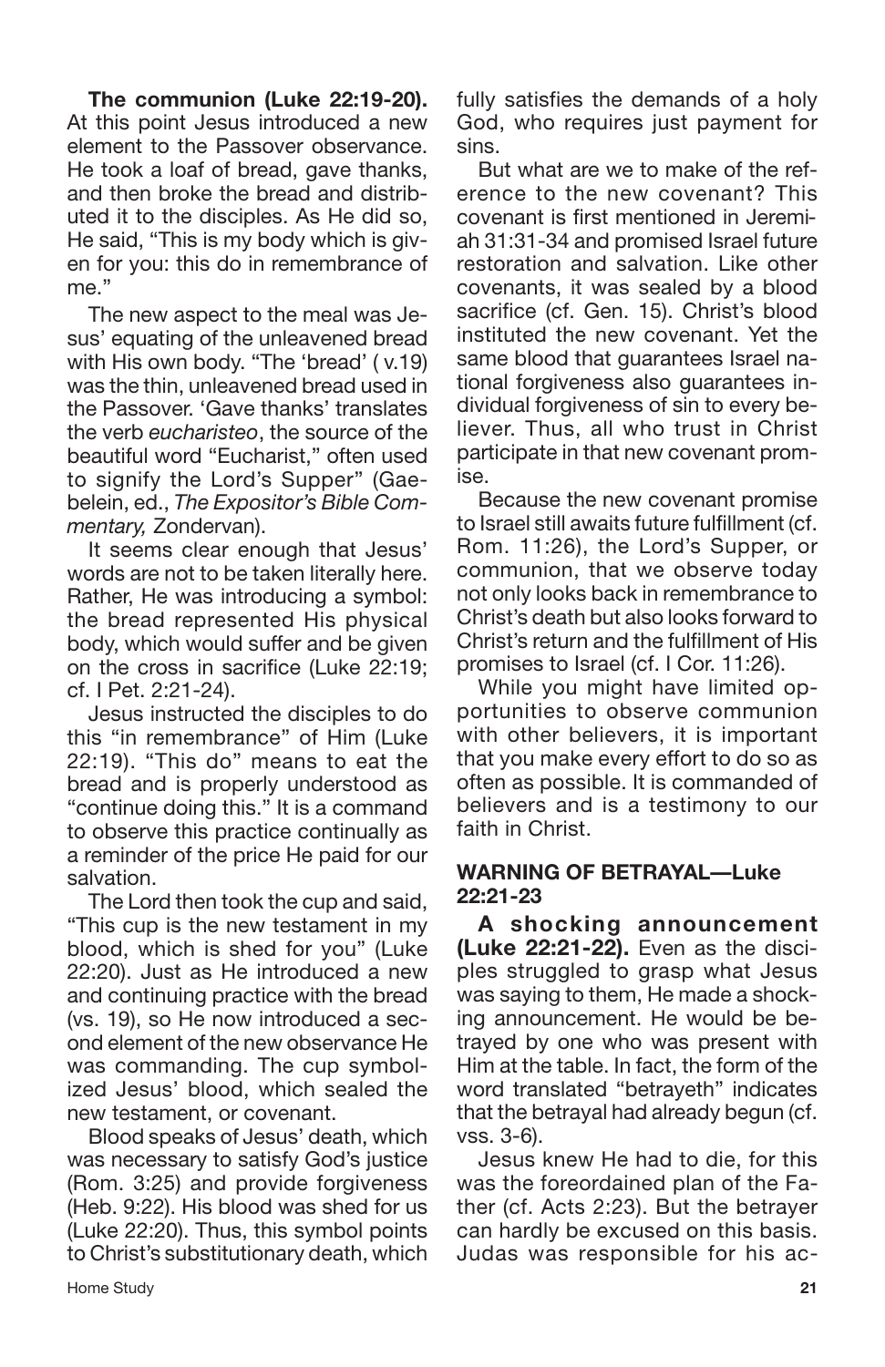**The communion (Luke 22:19-20).** At this point Jesus introduced a new element to the Passover observance. He took a loaf of bread, gave thanks, and then broke the bread and distributed it to the disciples. As He did so, He said, "This is my body which is given for you: this do in remembrance of me."

The new aspect to the meal was Jesus' equating of the unleavened bread with His own body. "The 'bread' ( v.19) was the thin, unleavened bread used in the Passover. 'Gave thanks' translates the verb *eucharisteo*, the source of the beautiful word "Eucharist," often used to signify the Lord's Supper" (Gaebelein, ed., *The Expositor's Bible Commentary,* Zondervan).

It seems clear enough that Jesus' words are not to be taken literally here. Rather, He was introducing a symbol: the bread represented His physical body, which would suffer and be given on the cross in sacrifice (Luke 22:19; cf. I Pet. 2:21-24).

Jesus instructed the disciples to do this "in remembrance" of Him (Luke 22:19). "This do" means to eat the bread and is properly understood as "continue doing this." It is a command to observe this practice continually as a reminder of the price He paid for our salvation.

The Lord then took the cup and said, "This cup is the new testament in my blood, which is shed for you" (Luke 22:20). Just as He introduced a new and continuing practice with the bread (vs. 19), so He now introduced a second element of the new observance He was commanding. The cup symbolized Jesus' blood, which sealed the new testament, or covenant.

Blood speaks of Jesus' death, which was necessary to satisfy God's justice (Rom. 3:25) and provide forgiveness (Heb. 9:22). His blood was shed for us (Luke 22:20). Thus, this symbol points to Christ's substitutionary death, which fully satisfies the demands of a holy God, who requires just payment for sins.

But what are we to make of the reference to the new covenant? This covenant is first mentioned in Jeremiah 31:31-34 and promised Israel future restoration and salvation. Like other covenants, it was sealed by a blood sacrifice (cf. Gen. 15). Christ's blood instituted the new covenant. Yet the same blood that guarantees Israel national forgiveness also guarantees individual forgiveness of sin to every believer. Thus, all who trust in Christ participate in that new covenant promise.

Because the new covenant promise to Israel still awaits future fulfillment (cf. Rom. 11:26), the Lord's Supper, or communion, that we observe today not only looks back in remembrance to Christ's death but also looks forward to Christ's return and the fulfillment of His promises to Israel (cf. I Cor. 11:26).

While you might have limited opportunities to observe communion with other believers, it is important that you make every effort to do so as often as possible. It is commanded of believers and is a testimony to our faith in Christ.

### WARNING OF BETRAYAL—Luke 22:21-23

**A shocking announcement (Luke 22:21-22).** Even as the disciples struggled to grasp what Jesus was saying to them, He made a shocking announcement. He would be betrayed by one who was present with Him at the table. In fact, the form of the word translated "betrayeth" indicates that the betrayal had already begun (cf. vss. 3-6).

Jesus knew He had to die, for this was the foreordained plan of the Father (cf. Acts 2:23). But the betrayer can hardly be excused on this basis. Judas was responsible for his ac-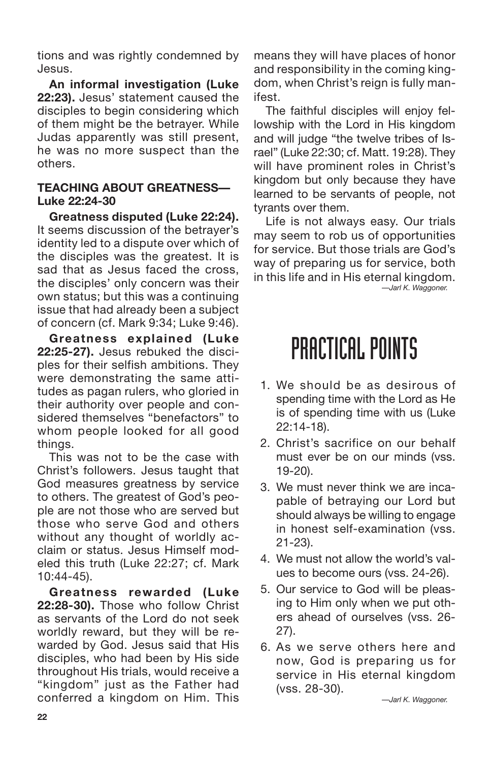tions and was rightly condemned by Jesus.

**An informal investigation (Luke 22:23).** Jesus' statement caused the disciples to begin considering which of them might be the betrayer. While Judas apparently was still present, he was no more suspect than the others.

### TEACHING ABOUT GREATNESS—Luke 22:24-30

**Greatness disputed (Luke 22:24).** It seems discussion of the betrayer's identity led to a dispute over which of the disciples was the greatest. It is sad that as Jesus faced the cross, the disciples' only concern was their own status; but this was a continuing issue that had already been a subject of concern (cf. Mark 9:34; Luke 9:46).

**Greatness explained (Luke 22:25-27).** Jesus rebuked the disciples for their selfish ambitions. They were demonstrating the same attitudes as pagan rulers, who gloried in their authority over people and considered themselves "benefactors" to whom people looked for all good things.

This was not to be the case with Christ's followers. Jesus taught that God measures greatness by service to others. The greatest of God's people are not those who are served but those who serve God and others without any thought of worldly acclaim or status. Jesus Himself modeled this truth (Luke 22:27; cf. Mark 10:44-45).

**Greatness rewarded (Luke 22:28-30).** Those who follow Christ as servants of the Lord do not seek worldly reward, but they will be rewarded by God. Jesus said that His disciples, who had been by His side throughout His trials, would receive a "kingdom" just as the Father had conferred a kingdom on Him. This means they will have places of honor and responsibility in the coming kingdom, when Christ's reign is fully manifest.

The faithful disciples will enjoy fellowship with the Lord in His kingdom and will judge "the twelve tribes of Israel" (Luke 22:30; cf. Matt. 19:28). They will have prominent roles in Christ's kingdom but only because they have learned to be servants of people, not tyrants over them.

Life is not always easy. Our trials may seem to rob us of opportunities for service. But those trials are God's way of preparing us for service, both in this life and in His eternal kingdom.

*—Jarl K. Waggoner.*

# PRACTICAL POINTS

1. We should be as desirous of spending time with the Lord as He is of spending time with us (Luke 22:14-18).
2. Christ's sacrifice on our behalf must ever be on our minds (vss. 19-20).
3. We must never think we are incapable of betraying our Lord but should always be willing to engage in honest self-examination (vss. 21-23).
4. We must not allow the world's values to become ours (vss. 24-26).
5. Our service to God will be pleasing to Him only when we put others ahead of ourselves (vss. 26-27).
6. As we serve others here and now, God is preparing us for service in His eternal kingdom (vss. 28-30).

*—Jarl K. Waggoner.*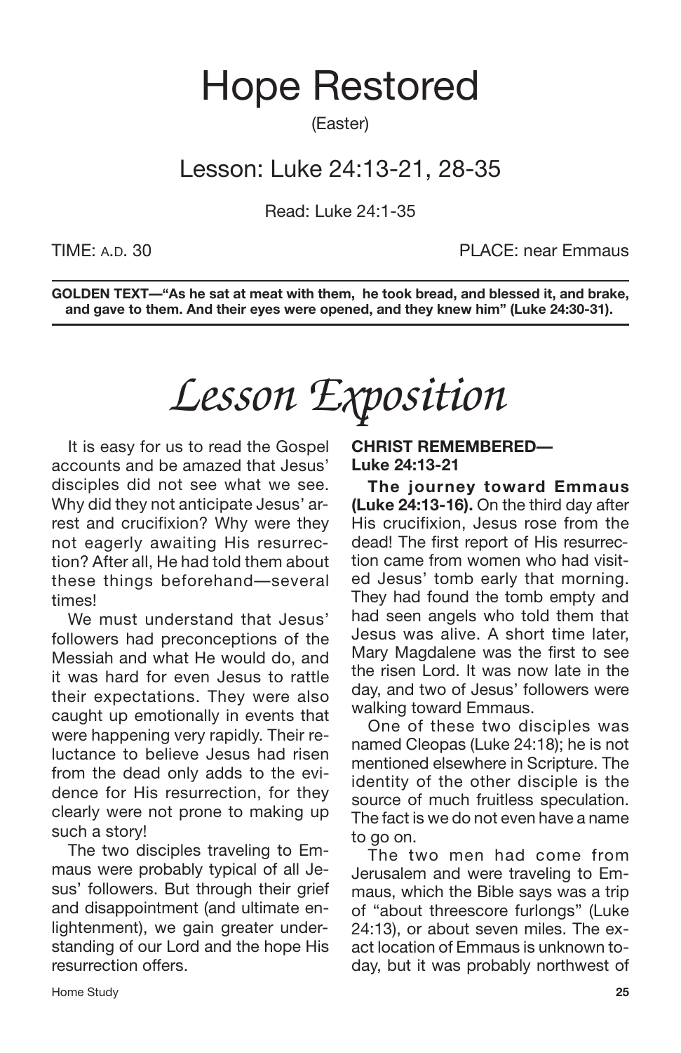# Hope Restored

(Easter)

## Lesson: Luke 24:13-21, 28-35

Read: Luke 24:1-35

TIME: A.D. 30 PLACE: near Emmaus

**GOLDEN TEXT—"As he sat at meat with them, he took bread, and blessed it, and brake, and gave to them. And their eyes were opened, and they knew him" (Luke 24:30-31).**

# *Lesson Exposition*

It is easy for us to read the Gospel accounts and be amazed that Jesus' disciples did not see what we see. Why did they not anticipate Jesus' arrest and crucifixion? Why were they not eagerly awaiting His resurrection? After all, He had told them about these things beforehand—several times!

We must understand that Jesus' followers had preconceptions of the Messiah and what He would do, and it was hard for even Jesus to rattle their expectations. They were also caught up emotionally in events that were happening very rapidly. Their reluctance to believe Jesus had risen from the dead only adds to the evidence for His resurrection, for they clearly were not prone to making up such a story!

The two disciples traveling to Emmaus were probably typical of all Jesus' followers. But through their grief and disappointment (and ultimate enlightenment), we gain greater understanding of our Lord and the hope His resurrection offers.

### CHRIST REMEMBERED—Luke 24:13-21

**The journey toward Emmaus (Luke 24:13-16).** On the third day after His crucifixion, Jesus rose from the dead! The first report of His resurrection came from women who had visited Jesus' tomb early that morning. They had found the tomb empty and had seen angels who told them that Jesus was alive. A short time later, Mary Magdalene was the first to see the risen Lord. It was now late in the day, and two of Jesus' followers were walking toward Emmaus.

One of these two disciples was named Cleopas (Luke 24:18); he is not mentioned elsewhere in Scripture. The identity of the other disciple is the source of much fruitless speculation. The fact is we do not even have a name to go on.

The two men had come from Jerusalem and were traveling to Emmaus, which the Bible says was a trip of "about threescore furlongs" (Luke 24:13), or about seven miles. The exact location of Emmaus is unknown today, but it was probably northwest of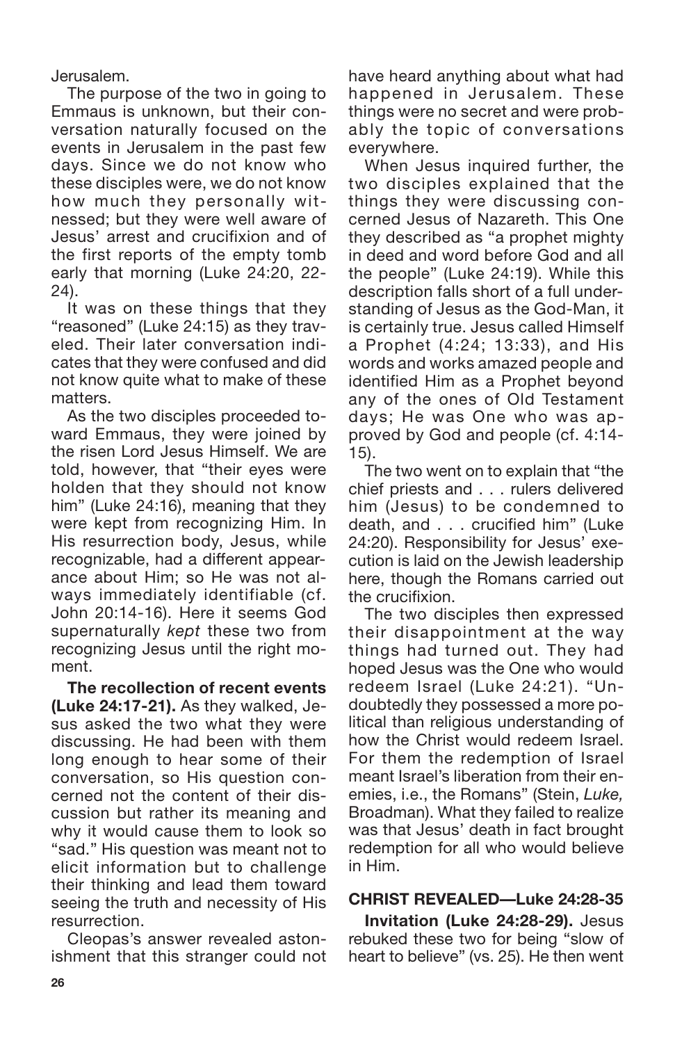Jerusalem.

The purpose of the two in going to Emmaus is unknown, but their conversation naturally focused on the events in Jerusalem in the past few days. Since we do not know who these disciples were, we do not know how much they personally witnessed; but they were well aware of Jesus' arrest and crucifixion and of the first reports of the empty tomb early that morning (Luke 24:20, 22-24).

It was on these things that they "reasoned" (Luke 24:15) as they traveled. Their later conversation indicates that they were confused and did not know quite what to make of these matters.

As the two disciples proceeded toward Emmaus, they were joined by the risen Lord Jesus Himself. We are told, however, that "their eyes were holden that they should not know him" (Luke 24:16), meaning that they were kept from recognizing Him. In His resurrection body, Jesus, while recognizable, had a different appearance about Him; so He was not always immediately identifiable (cf. John 20:14-16). Here it seems God supernaturally *kept* these two from recognizing Jesus until the right moment.

**The recollection of recent events (Luke 24:17-21).** As they walked, Jesus asked the two what they were discussing. He had been with them long enough to hear some of their conversation, so His question concerned not the content of their discussion but rather its meaning and why it would cause them to look so "sad." His question was meant not to elicit information but to challenge their thinking and lead them toward seeing the truth and necessity of His resurrection.

Cleopas's answer revealed astonishment that this stranger could not have heard anything about what had happened in Jerusalem. These things were no secret and were probably the topic of conversations everywhere.

When Jesus inquired further, the two disciples explained that the things they were discussing concerned Jesus of Nazareth. This One they described as "a prophet mighty in deed and word before God and all the people" (Luke 24:19). While this description falls short of a full understanding of Jesus as the God-Man, it is certainly true. Jesus called Himself a Prophet (4:24; 13:33), and His words and works amazed people and identified Him as a Prophet beyond any of the ones of Old Testament days; He was One who was approved by God and people (cf. 4:14-15).

The two went on to explain that "the chief priests and . . . rulers delivered him (Jesus) to be condemned to death, and . . . crucified him" (Luke 24:20). Responsibility for Jesus' execution is laid on the Jewish leadership here, though the Romans carried out the crucifixion.

The two disciples then expressed their disappointment at the way things had turned out. They had hoped Jesus was the One who would redeem Israel (Luke 24:21). "Undoubtedly they possessed a more political than religious understanding of how the Christ would redeem Israel. For them the redemption of Israel meant Israel's liberation from their enemies, i.e., the Romans" (Stein, *Luke,* Broadman). What they failed to realize was that Jesus' death in fact brought redemption for all who would believe in Him.

## CHRIST REVEALED—Luke 24:28-35

**Invitation (Luke 24:28-29).** Jesus rebuked these two for being "slow of heart to believe" (vs. 25). He then went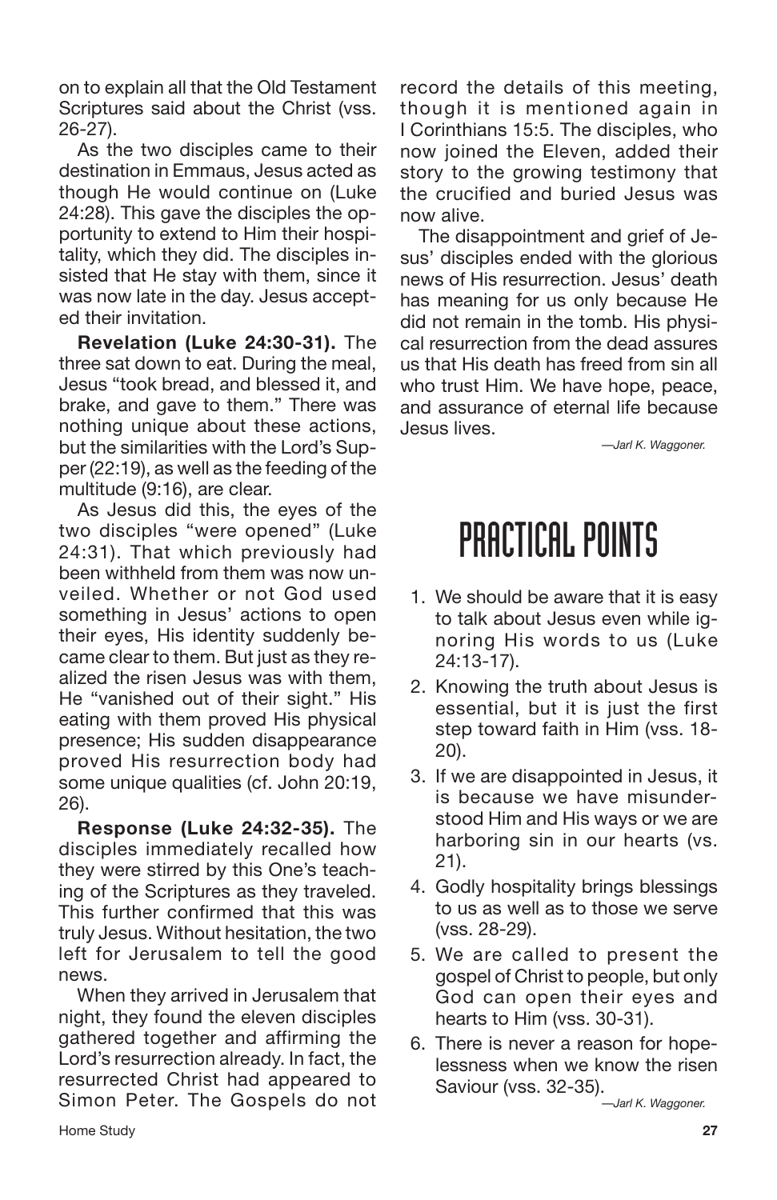on to explain all that the Old Testament Scriptures said about the Christ (vss. 26-27).

As the two disciples came to their destination in Emmaus, Jesus acted as though He would continue on (Luke 24:28). This gave the disciples the opportunity to extend to Him their hospitality, which they did. The disciples insisted that He stay with them, since it was now late in the day. Jesus accepted their invitation.

**Revelation (Luke 24:30-31).** The three sat down to eat. During the meal, Jesus "took bread, and blessed it, and brake, and gave to them." There was nothing unique about these actions, but the similarities with the Lord's Supper (22:19), as well as the feeding of the multitude (9:16), are clear.

As Jesus did this, the eyes of the two disciples "were opened" (Luke 24:31). That which previously had been withheld from them was now unveiled. Whether or not God used something in Jesus' actions to open their eyes, His identity suddenly became clear to them. But just as they realized the risen Jesus was with them, He "vanished out of their sight." His eating with them proved His physical presence; His sudden disappearance proved His resurrection body had some unique qualities (cf. John 20:19, 26).

**Response (Luke 24:32-35).** The disciples immediately recalled how they were stirred by this One's teaching of the Scriptures as they traveled. This further confirmed that this was truly Jesus. Without hesitation, the two left for Jerusalem to tell the good news.

When they arrived in Jerusalem that night, they found the eleven disciples gathered together and affirming the Lord's resurrection already. In fact, the resurrected Christ had appeared to Simon Peter. The Gospels do not record the details of this meeting, though it is mentioned again in I Corinthians 15:5. The disciples, who now joined the Eleven, added their story to the growing testimony that the crucified and buried Jesus was now alive.

The disappointment and grief of Jesus' disciples ended with the glorious news of His resurrection. Jesus' death has meaning for us only because He did not remain in the tomb. His physical resurrection from the dead assures us that His death has freed from sin all who trust Him. We have hope, peace, and assurance of eternal life because Jesus lives.

*—Jarl K. Waggoner.*

# PRACTICAL POINTS

1. We should be aware that it is easy to talk about Jesus even while ignoring His words to us (Luke 24:13-17).
2. Knowing the truth about Jesus is essential, but it is just the first step toward faith in Him (vss. 18-20).
3. If we are disappointed in Jesus, it is because we have misunderstood Him and His ways or we are harboring sin in our hearts (vs. 21).
4. Godly hospitality brings blessings to us as well as to those we serve (vss. 28-29).
5. We are called to present the gospel of Christ to people, but only God can open their eyes and hearts to Him (vss. 30-31).
6. There is never a reason for hopelessness when we know the risen Saviour (vss. 32-35).

*—Jarl K. Waggoner.*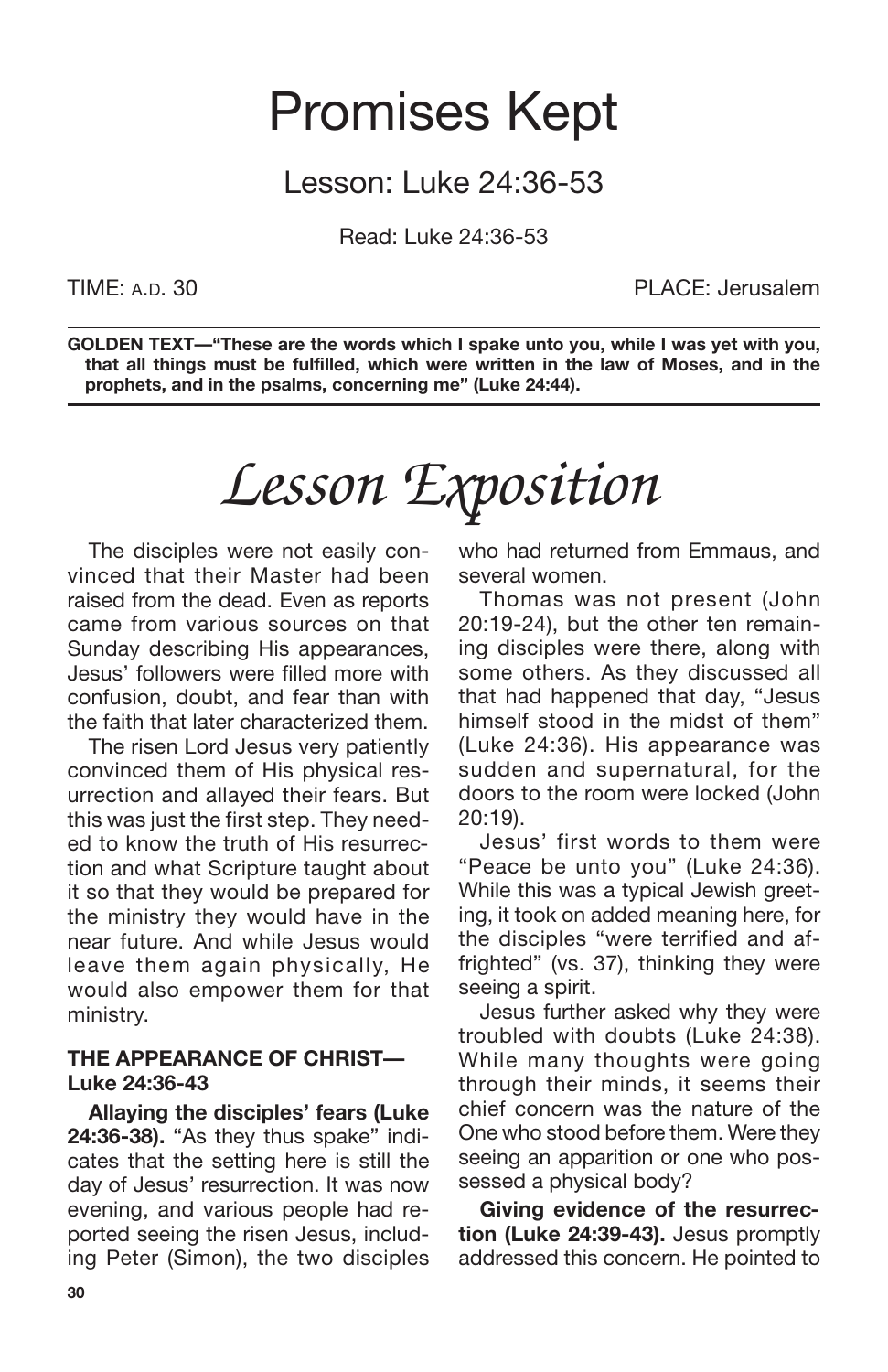# Promises Kept

## Lesson: Luke 24:36-53

Read: Luke 24:36-53

TIME: A.D. 30 PLACE: Jerusalem

**GOLDEN TEXT—"These are the words which I spake unto you, while I was yet with you, that all things must be fulfilled, which were written in the law of Moses, and in the prophets, and in the psalms, concerning me" (Luke 24:44).**

# *Lesson Exposition*

The disciples were not easily convinced that their Master had been raised from the dead. Even as reports came from various sources on that Sunday describing His appearances, Jesus' followers were filled more with confusion, doubt, and fear than with the faith that later characterized them.

The risen Lord Jesus very patiently convinced them of His physical resurrection and allayed their fears. But this was just the first step. They needed to know the truth of His resurrection and what Scripture taught about it so that they would be prepared for the ministry they would have in the near future. And while Jesus would leave them again physically, He would also empower them for that ministry.

### THE APPEARANCE OF CHRIST—Luke 24:36-43

**Allaying the disciples' fears (Luke 24:36-38).** "As they thus spake" indicates that the setting here is still the day of Jesus' resurrection. It was now evening, and various people had reported seeing the risen Jesus, including Peter (Simon), the two disciples who had returned from Emmaus, and several women.

Thomas was not present (John 20:19-24), but the other ten remaining disciples were there, along with some others. As they discussed all that had happened that day, "Jesus himself stood in the midst of them" (Luke 24:36). His appearance was sudden and supernatural, for the doors to the room were locked (John 20:19).

Jesus' first words to them were "Peace be unto you" (Luke 24:36). While this was a typical Jewish greeting, it took on added meaning here, for the disciples "were terrified and affrighted" (vs. 37), thinking they were seeing a spirit.

Jesus further asked why they were troubled with doubts (Luke 24:38). While many thoughts were going through their minds, it seems their chief concern was the nature of the One who stood before them. Were they seeing an apparition or one who possessed a physical body?

**Giving evidence of the resurrection (Luke 24:39-43).** Jesus promptly addressed this concern. He pointed to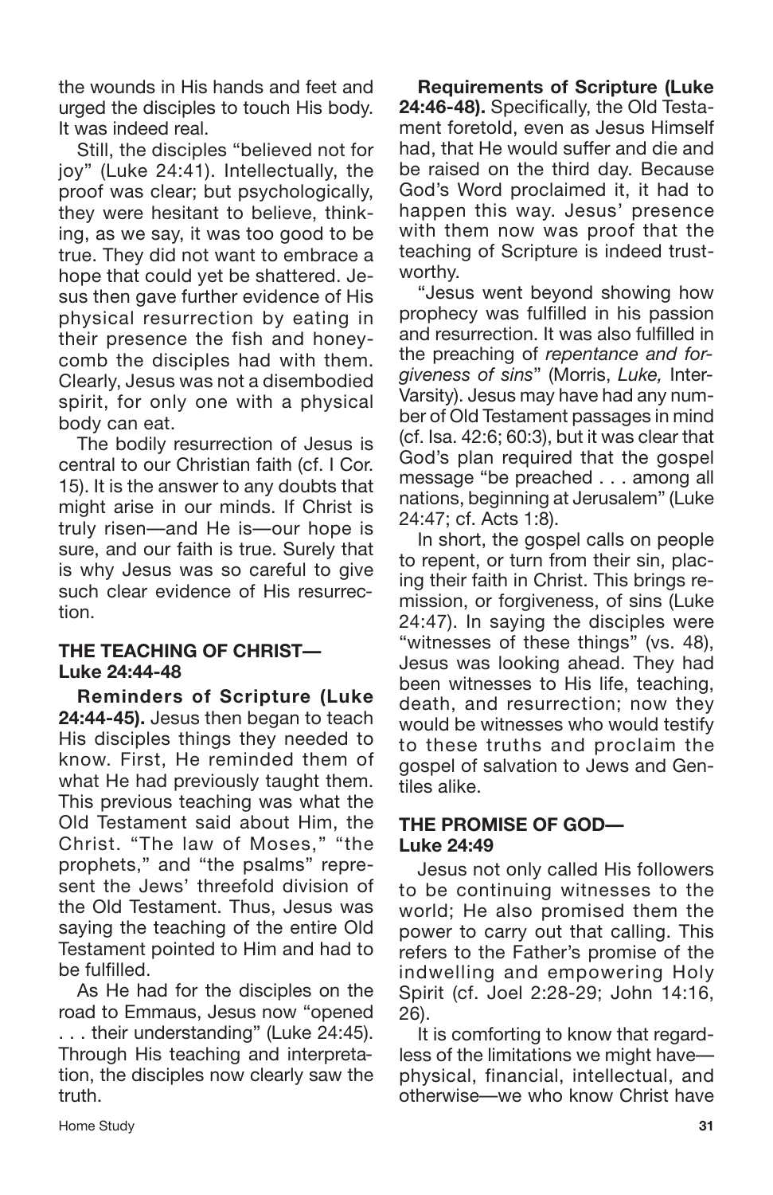the wounds in His hands and feet and urged the disciples to touch His body. It was indeed real.

Still, the disciples "believed not for joy" (Luke 24:41). Intellectually, the proof was clear; but psychologically, they were hesitant to believe, thinking, as we say, it was too good to be true. They did not want to embrace a hope that could yet be shattered. Jesus then gave further evidence of His physical resurrection by eating in their presence the fish and honeycomb the disciples had with them. Clearly, Jesus was not a disembodied spirit, for only one with a physical body can eat.

The bodily resurrection of Jesus is central to our Christian faith (cf. I Cor. 15). It is the answer to any doubts that might arise in our minds. If Christ is truly risen—and He is—our hope is sure, and our faith is true. Surely that is why Jesus was so careful to give such clear evidence of His resurrection.

### THE TEACHING OF CHRIST—Luke 24:44-48

**Reminders of Scripture (Luke 24:44-45).** Jesus then began to teach His disciples things they needed to know. First, He reminded them of what He had previously taught them. This previous teaching was what the Old Testament said about Him, the Christ. "The law of Moses," "the prophets," and "the psalms" represent the Jews' threefold division of the Old Testament. Thus, Jesus was saying the teaching of the entire Old Testament pointed to Him and had to be fulfilled.

As He had for the disciples on the road to Emmaus, Jesus now "opened . . . their understanding" (Luke 24:45). Through His teaching and interpretation, the disciples now clearly saw the truth.

**Requirements of Scripture (Luke 24:46-48).** Specifically, the Old Testament foretold, even as Jesus Himself had, that He would suffer and die and be raised on the third day. Because God's Word proclaimed it, it had to happen this way. Jesus' presence with them now was proof that the teaching of Scripture is indeed trustworthy.

"Jesus went beyond showing how prophecy was fulfilled in his passion and resurrection. It was also fulfilled in the preaching of *repentance and forgiveness of sins*" (Morris, *Luke,* InterVarsity). Jesus may have had any number of Old Testament passages in mind (cf. Isa. 42:6; 60:3), but it was clear that God's plan required that the gospel message "be preached . . . among all nations, beginning at Jerusalem" (Luke 24:47; cf. Acts 1:8).

In short, the gospel calls on people to repent, or turn from their sin, placing their faith in Christ. This brings remission, or forgiveness, of sins (Luke 24:47). In saying the disciples were "witnesses of these things" (vs. 48), Jesus was looking ahead. They had been witnesses to His life, teaching, death, and resurrection; now they would be witnesses who would testify to these truths and proclaim the gospel of salvation to Jews and Gentiles alike.

### THE PROMISE OF GOD—Luke 24:49

Jesus not only called His followers to be continuing witnesses to the world; He also promised them the power to carry out that calling. This refers to the Father's promise of the indwelling and empowering Holy Spirit (cf. Joel 2:28-29; John 14:16, 26).

It is comforting to know that regardless of the limitations we might have—physical, financial, intellectual, and otherwise—we who know Christ have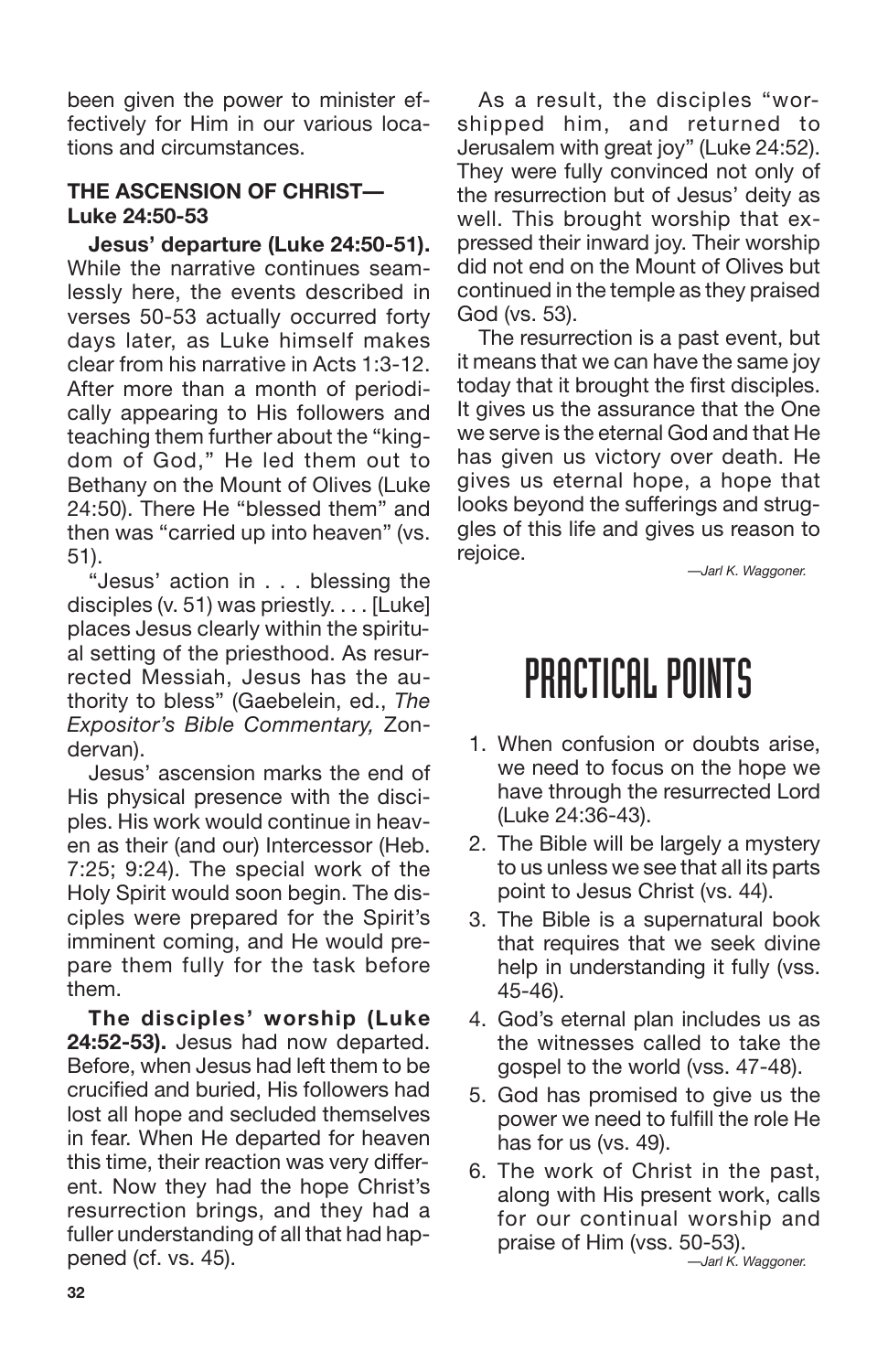been given the power to minister effectively for Him in our various locations and circumstances.

**THE ASCENSION OF CHRIST—Luke 24:50-53**

**Jesus' departure (Luke 24:50-51).** While the narrative continues seamlessly here, the events described in verses 50-53 actually occurred forty days later, as Luke himself makes clear from his narrative in Acts 1:3-12. After more than a month of periodically appearing to His followers and teaching them further about the "kingdom of God," He led them out to Bethany on the Mount of Olives (Luke 24:50). There He "blessed them" and then was "carried up into heaven" (vs. 51).

"Jesus' action in . . . blessing the disciples (v. 51) was priestly. . . . [Luke] places Jesus clearly within the spiritual setting of the priesthood. As resurrected Messiah, Jesus has the authority to bless" (Gaebelein, ed., *The Expositor's Bible Commentary,* Zondervan).

Jesus' ascension marks the end of His physical presence with the disciples. His work would continue in heaven as their (and our) Intercessor (Heb. 7:25; 9:24). The special work of the Holy Spirit would soon begin. The disciples were prepared for the Spirit's imminent coming, and He would prepare them fully for the task before them.

**The disciples' worship (Luke 24:52-53).** Jesus had now departed. Before, when Jesus had left them to be crucified and buried, His followers had lost all hope and secluded themselves in fear. When He departed for heaven this time, their reaction was very different. Now they had the hope Christ's resurrection brings, and they had a fuller understanding of all that had happened (cf. vs. 45).

As a result, the disciples "worshipped him, and returned to Jerusalem with great joy" (Luke 24:52). They were fully convinced not only of the resurrection but of Jesus' deity as well. This brought worship that expressed their inward joy. Their worship did not end on the Mount of Olives but continued in the temple as they praised God (vs. 53).

The resurrection is a past event, but it means that we can have the same joy today that it brought the first disciples. It gives us the assurance that the One we serve is the eternal God and that He has given us victory over death. He gives us eternal hope, a hope that looks beyond the sufferings and struggles of this life and gives us reason to rejoice.

*—Jarl K. Waggoner.*

# PRACTICAL POINTS

1. When confusion or doubts arise, we need to focus on the hope we have through the resurrected Lord (Luke 24:36-43).
2. The Bible will be largely a mystery to us unless we see that all its parts point to Jesus Christ (vs. 44).
3. The Bible is a supernatural book that requires that we seek divine help in understanding it fully (vss. 45-46).
4. God's eternal plan includes us as the witnesses called to take the gospel to the world (vss. 47-48).
5. God has promised to give us the power we need to fulfill the role He has for us (vs. 49).
6. The work of Christ in the past, along with His present work, calls for our continual worship and praise of Him (vss. 50-53).

*—Jarl K. Waggoner.*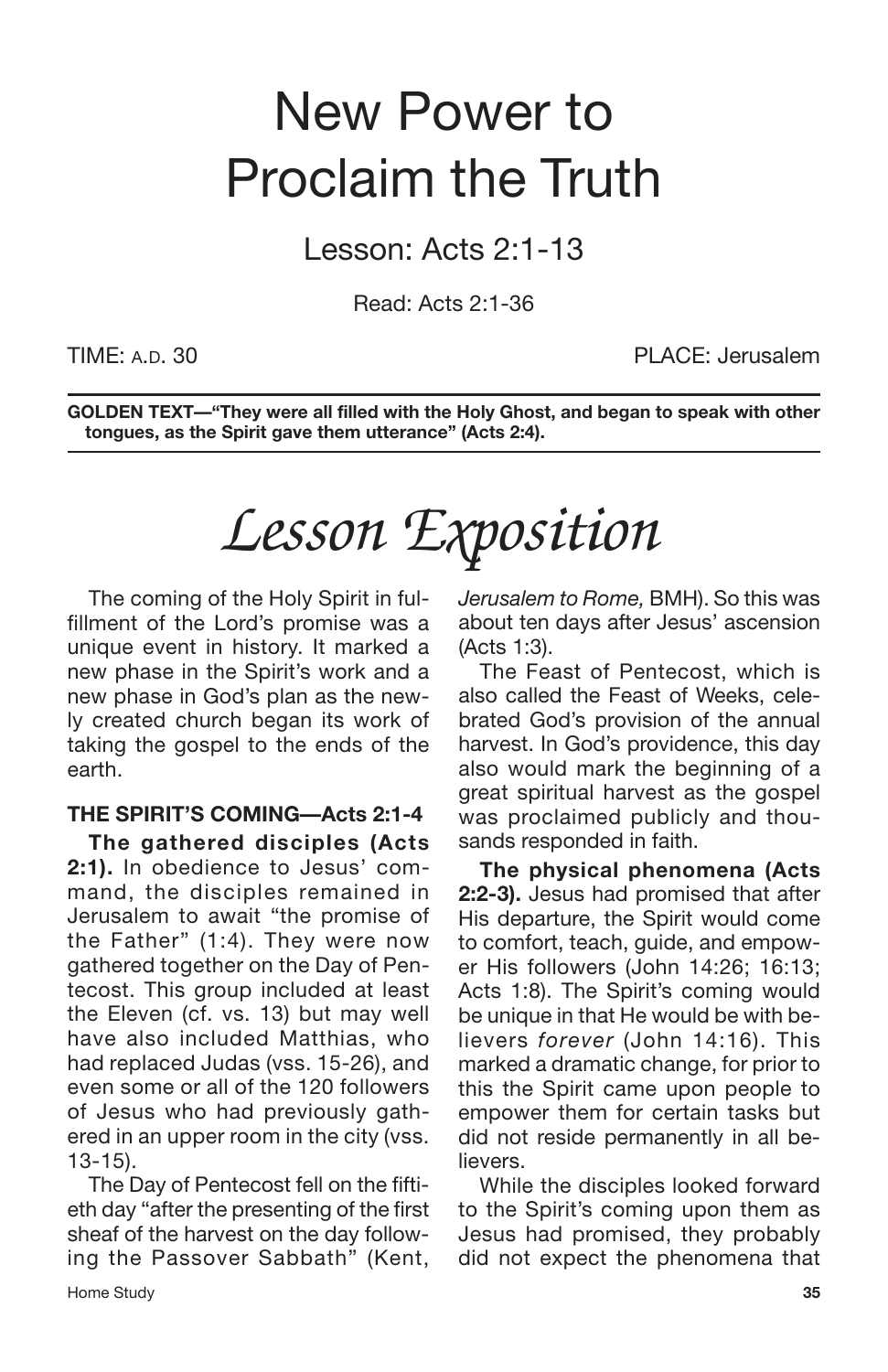# New Power to Proclaim the Truth

## Lesson: Acts 2:1-13

Read: Acts 2:1-36

TIME: A.D. 30 PLACE: Jerusalem

**GOLDEN TEXT—"They were all filled with the Holy Ghost, and began to speak with other tongues, as the Spirit gave them utterance" (Acts 2:4).**

# *Lesson Exposition*

The coming of the Holy Spirit in fulfillment of the Lord's promise was a unique event in history. It marked a new phase in the Spirit's work and a new phase in God's plan as the newly created church began its work of taking the gospel to the ends of the earth.

### THE SPIRIT'S COMING—Acts 2:1-4

**The gathered disciples (Acts 2:1).** In obedience to Jesus' command, the disciples remained in Jerusalem to await "the promise of the Father" (1:4). They were now gathered together on the Day of Pentecost. This group included at least the Eleven (cf. vs. 13) but may well have also included Matthias, who had replaced Judas (vss. 15-26), and even some or all of the 120 followers of Jesus who had previously gathered in an upper room in the city (vss. 13-15).

The Day of Pentecost fell on the fiftieth day "after the presenting of the first sheaf of the harvest on the day following the Passover Sabbath" (Kent, *Jerusalem to Rome,* BMH). So this was about ten days after Jesus' ascension (Acts 1:3).

The Feast of Pentecost, which is also called the Feast of Weeks, celebrated God's provision of the annual harvest. In God's providence, this day also would mark the beginning of a great spiritual harvest as the gospel was proclaimed publicly and thousands responded in faith.

**The physical phenomena (Acts 2:2-3).** Jesus had promised that after His departure, the Spirit would come to comfort, teach, guide, and empower His followers (John 14:26; 16:13; Acts 1:8). The Spirit's coming would be unique in that He would be with believers *forever* (John 14:16). This marked a dramatic change, for prior to this the Spirit came upon people to empower them for certain tasks but did not reside permanently in all believers.

While the disciples looked forward to the Spirit's coming upon them as Jesus had promised, they probably did not expect the phenomena that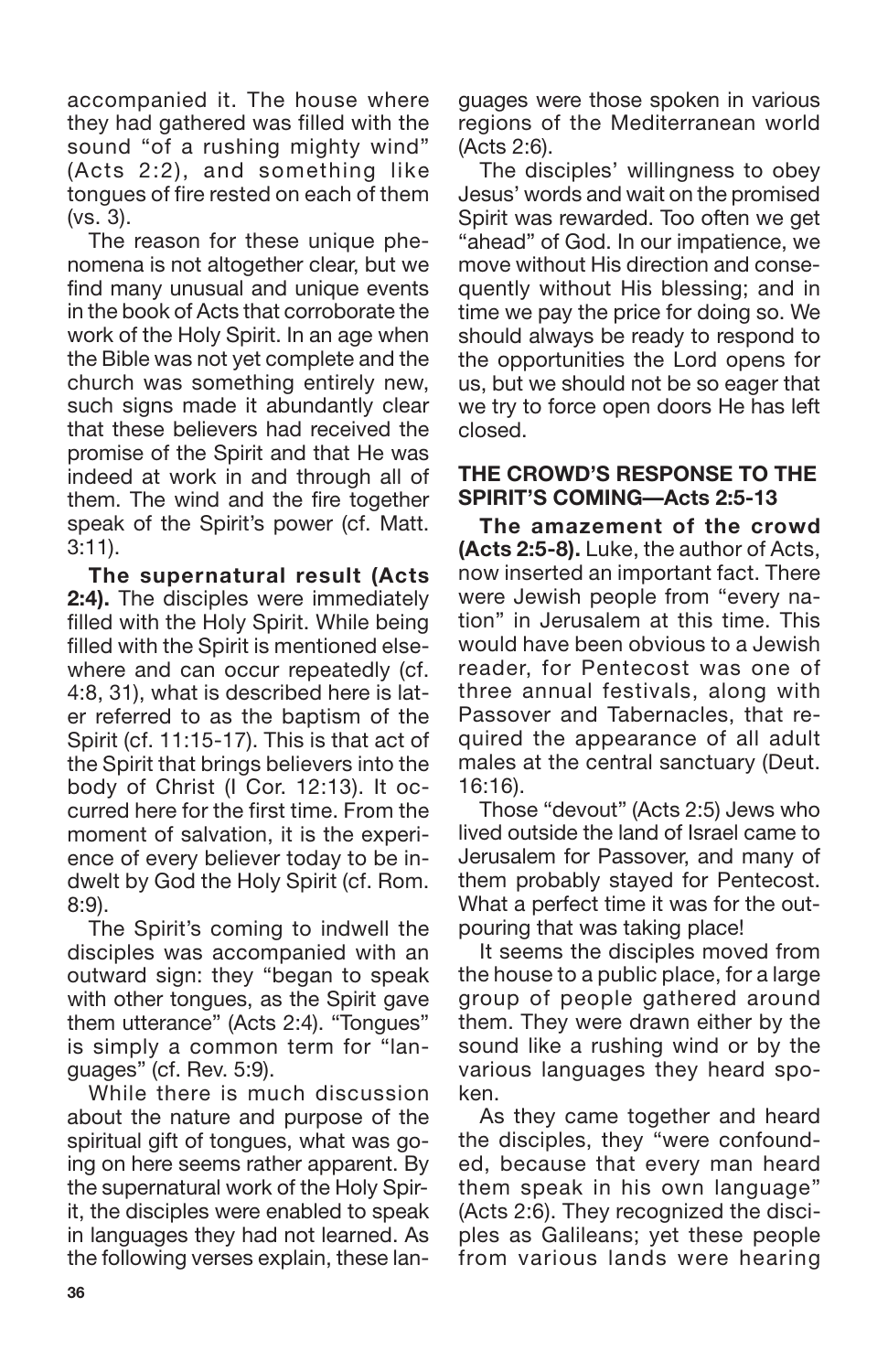accompanied it. The house where they had gathered was filled with the sound "of a rushing mighty wind" (Acts 2:2), and something like tongues of fire rested on each of them (vs. 3).

The reason for these unique phenomena is not altogether clear, but we find many unusual and unique events in the book of Acts that corroborate the work of the Holy Spirit. In an age when the Bible was not yet complete and the church was something entirely new, such signs made it abundantly clear that these believers had received the promise of the Spirit and that He was indeed at work in and through all of them. The wind and the fire together speak of the Spirit's power (cf. Matt. 3:11).

**The supernatural result (Acts 2:4).** The disciples were immediately filled with the Holy Spirit. While being filled with the Spirit is mentioned elsewhere and can occur repeatedly (cf. 4:8, 31), what is described here is later referred to as the baptism of the Spirit (cf. 11:15-17). This is that act of the Spirit that brings believers into the body of Christ (I Cor. 12:13). It occurred here for the first time. From the moment of salvation, it is the experience of every believer today to be indwelt by God the Holy Spirit (cf. Rom. 8:9).

The Spirit's coming to indwell the disciples was accompanied with an outward sign: they "began to speak with other tongues, as the Spirit gave them utterance" (Acts 2:4). "Tongues" is simply a common term for "languages" (cf. Rev. 5:9).

While there is much discussion about the nature and purpose of the spiritual gift of tongues, what was going on here seems rather apparent. By the supernatural work of the Holy Spirit, the disciples were enabled to speak in languages they had not learned. As the following verses explain, these languages were those spoken in various regions of the Mediterranean world (Acts 2:6).

The disciples' willingness to obey Jesus' words and wait on the promised Spirit was rewarded. Too often we get "ahead" of God. In our impatience, we move without His direction and consequently without His blessing; and in time we pay the price for doing so. We should always be ready to respond to the opportunities the Lord opens for us, but we should not be so eager that we try to force open doors He has left closed.

## THE CROWD'S RESPONSE TO THE SPIRIT'S COMING—Acts 2:5-13

**The amazement of the crowd (Acts 2:5-8).** Luke, the author of Acts, now inserted an important fact. There were Jewish people from "every nation" in Jerusalem at this time. This would have been obvious to a Jewish reader, for Pentecost was one of three annual festivals, along with Passover and Tabernacles, that required the appearance of all adult males at the central sanctuary (Deut. 16:16).

Those "devout" (Acts 2:5) Jews who lived outside the land of Israel came to Jerusalem for Passover, and many of them probably stayed for Pentecost. What a perfect time it was for the outpouring that was taking place!

It seems the disciples moved from the house to a public place, for a large group of people gathered around them. They were drawn either by the sound like a rushing wind or by the various languages they heard spoken.

As they came together and heard the disciples, they "were confounded, because that every man heard them speak in his own language" (Acts 2:6). They recognized the disciples as Galileans; yet these people from various lands were hearing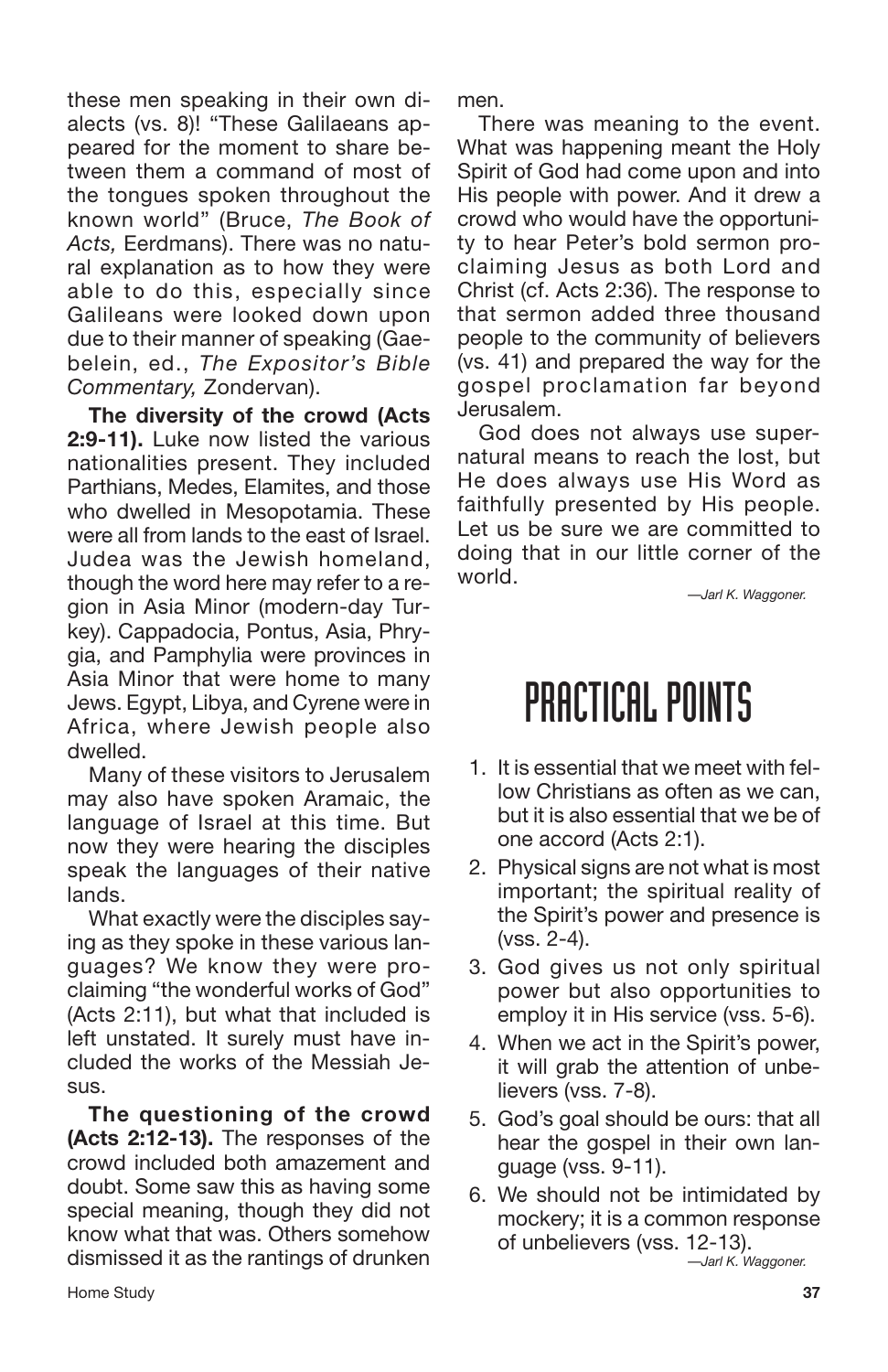these men speaking in their own dialects (vs. 8)! "These Galilaeans appeared for the moment to share between them a command of most of the tongues spoken throughout the known world" (Bruce, *The Book of Acts,* Eerdmans). There was no natural explanation as to how they were able to do this, especially since Galileans were looked down upon due to their manner of speaking (Gaebelein, ed., *The Expositor's Bible Commentary,* Zondervan).

**The diversity of the crowd (Acts 2:9-11).** Luke now listed the various nationalities present. They included Parthians, Medes, Elamites, and those who dwelled in Mesopotamia. These were all from lands to the east of Israel. Judea was the Jewish homeland, though the word here may refer to a region in Asia Minor (modern-day Turkey). Cappadocia, Pontus, Asia, Phrygia, and Pamphylia were provinces in Asia Minor that were home to many Jews. Egypt, Libya, and Cyrene were in Africa, where Jewish people also dwelled.

Many of these visitors to Jerusalem may also have spoken Aramaic, the language of Israel at this time. But now they were hearing the disciples speak the languages of their native lands.

What exactly were the disciples saying as they spoke in these various languages? We know they were proclaiming "the wonderful works of God" (Acts 2:11), but what that included is left unstated. It surely must have included the works of the Messiah Jesus.

**The questioning of the crowd (Acts 2:12-13).** The responses of the crowd included both amazement and doubt. Some saw this as having some special meaning, though they did not know what that was. Others somehow dismissed it as the rantings of drunken men.

There was meaning to the event. What was happening meant the Holy Spirit of God had come upon and into His people with power. And it drew a crowd who would have the opportunity to hear Peter's bold sermon proclaiming Jesus as both Lord and Christ (cf. Acts 2:36). The response to that sermon added three thousand people to the community of believers (vs. 41) and prepared the way for the gospel proclamation far beyond Jerusalem.

God does not always use supernatural means to reach the lost, but He does always use His Word as faithfully presented by His people. Let us be sure we are committed to doing that in our little corner of the world.

—*Jarl K. Waggoner.*

# PRACTICAL POINTS

1. It is essential that we meet with fellow Christians as often as we can, but it is also essential that we be of one accord (Acts 2:1).
2. Physical signs are not what is most important; the spiritual reality of the Spirit's power and presence is (vss. 2-4).
3. God gives us not only spiritual power but also opportunities to employ it in His service (vss. 5-6).
4. When we act in the Spirit's power, it will grab the attention of unbelievers (vss. 7-8).
5. God's goal should be ours: that all hear the gospel in their own language (vss. 9-11).
6. We should not be intimidated by mockery; it is a common response of unbelievers (vss. 12-13).

—*Jarl K. Waggoner.*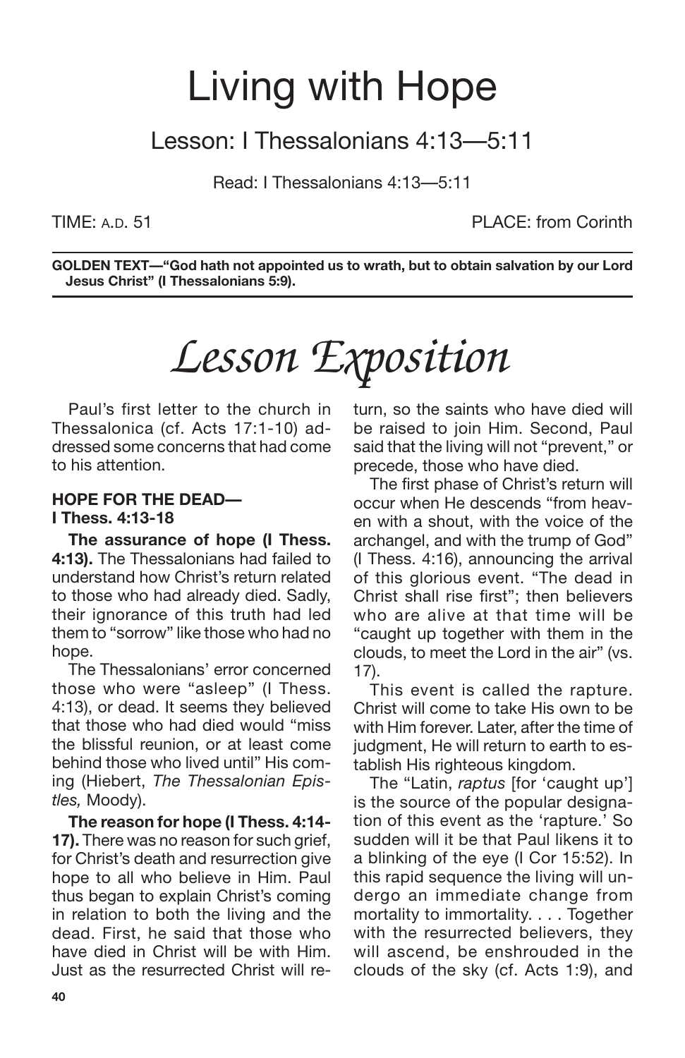# Living with Hope

## Lesson: I Thessalonians 4:13—5:11

Read: I Thessalonians 4:13—5:11

TIME: A.D. 51 PLACE: from Corinth

**GOLDEN TEXT—"God hath not appointed us to wrath, but to obtain salvation by our Lord Jesus Christ" (I Thessalonians 5:9).**

# *Lesson Exposition*

Paul's first letter to the church in Thessalonica (cf. Acts 17:1-10) addressed some concerns that had come to his attention.

### HOPE FOR THE DEAD—I Thess. 4:13-18

**The assurance of hope (I Thess. 4:13).** The Thessalonians had failed to understand how Christ's return related to those who had already died. Sadly, their ignorance of this truth had led them to "sorrow" like those who had no hope.

The Thessalonians' error concerned those who were "asleep" (I Thess. 4:13), or dead. It seems they believed that those who had died would "miss the blissful reunion, or at least come behind those who lived until" His coming (Hiebert, *The Thessalonian Epistles,* Moody).

**The reason for hope (I Thess. 4:14-17).** There was no reason for such grief, for Christ's death and resurrection give hope to all who believe in Him. Paul thus began to explain Christ's coming in relation to both the living and the dead. First, he said that those who have died in Christ will be with Him. Just as the resurrected Christ will return, so the saints who have died will be raised to join Him. Second, Paul said that the living will not "prevent," or precede, those who have died.

The first phase of Christ's return will occur when He descends "from heaven with a shout, with the voice of the archangel, and with the trump of God" (I Thess. 4:16), announcing the arrival of this glorious event. "The dead in Christ shall rise first"; then believers who are alive at that time will be "caught up together with them in the clouds, to meet the Lord in the air" (vs. 17).

This event is called the rapture. Christ will come to take His own to be with Him forever. Later, after the time of judgment, He will return to earth to establish His righteous kingdom.

The "Latin, *raptus* [for 'caught up'] is the source of the popular designation of this event as the 'rapture.' So sudden will it be that Paul likens it to a blinking of the eye (I Cor 15:52). In this rapid sequence the living will undergo an immediate change from mortality to immortality. . . . Together with the resurrected believers, they will ascend, be enshrouded in the clouds of the sky (cf. Acts 1:9), and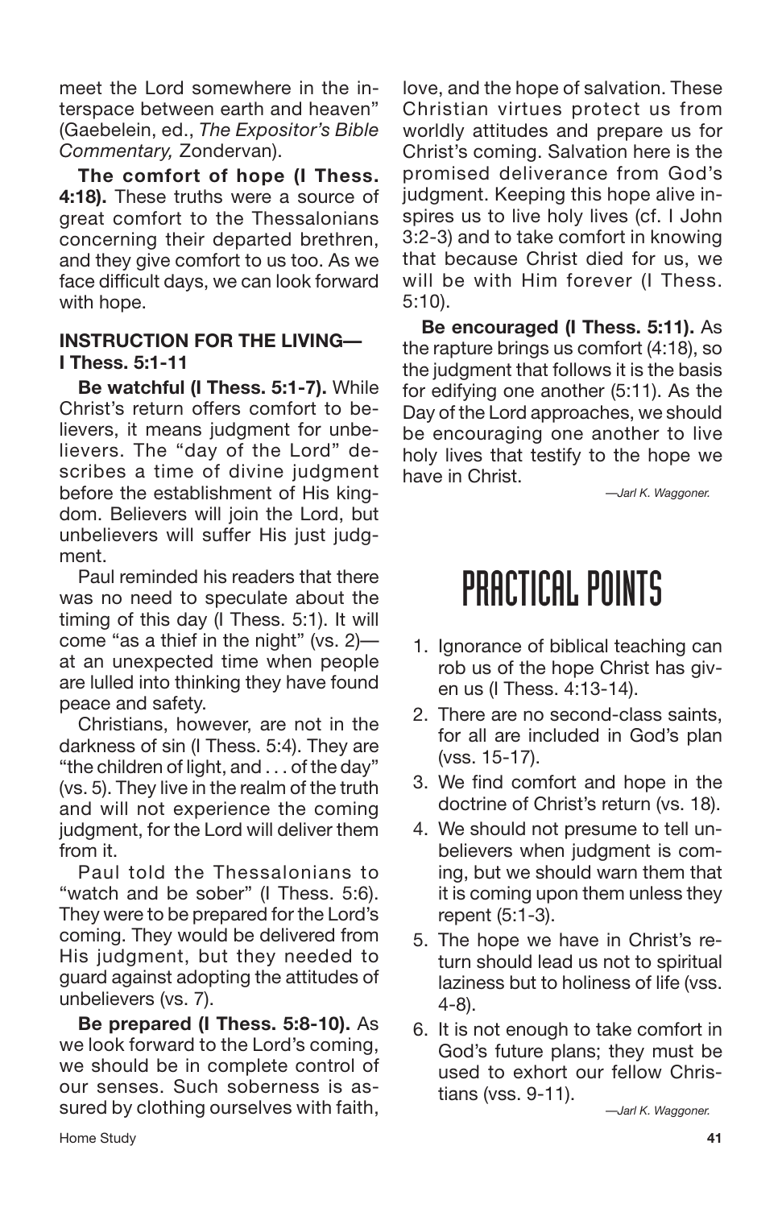meet the Lord somewhere in the interspace between earth and heaven" (Gaebelein, ed., *The Expositor's Bible Commentary,* Zondervan).

**The comfort of hope (I Thess. 4:18).** These truths were a source of great comfort to the Thessalonians concerning their departed brethren, and they give comfort to us too. As we face difficult days, we can look forward with hope.

### INSTRUCTION FOR THE LIVING—I Thess. 5:1-11

**Be watchful (I Thess. 5:1-7).** While Christ's return offers comfort to believers, it means judgment for unbelievers. The "day of the Lord" describes a time of divine judgment before the establishment of His kingdom. Believers will join the Lord, but unbelievers will suffer His just judgment.

Paul reminded his readers that there was no need to speculate about the timing of this day (I Thess. 5:1). It will come "as a thief in the night" (vs. 2)—at an unexpected time when people are lulled into thinking they have found peace and safety.

Christians, however, are not in the darkness of sin (I Thess. 5:4). They are "the children of light, and . . . of the day" (vs. 5). They live in the realm of the truth and will not experience the coming judgment, for the Lord will deliver them from it.

Paul told the Thessalonians to "watch and be sober" (I Thess. 5:6). They were to be prepared for the Lord's coming. They would be delivered from His judgment, but they needed to guard against adopting the attitudes of unbelievers (vs. 7).

**Be prepared (I Thess. 5:8-10).** As we look forward to the Lord's coming, we should be in complete control of our senses. Such soberness is assured by clothing ourselves with faith, love, and the hope of salvation. These Christian virtues protect us from worldly attitudes and prepare us for Christ's coming. Salvation here is the promised deliverance from God's judgment. Keeping this hope alive inspires us to live holy lives (cf. I John 3:2-3) and to take comfort in knowing that because Christ died for us, we will be with Him forever (I Thess. 5:10).

**Be encouraged (I Thess. 5:11).** As the rapture brings us comfort (4:18), so the judgment that follows it is the basis for edifying one another (5:11). As the Day of the Lord approaches, we should be encouraging one another to live holy lives that testify to the hope we have in Christ.

—*Jarl K. Waggoner.*

## PRACTICAL POINTS

1. Ignorance of biblical teaching can rob us of the hope Christ has given us (I Thess. 4:13-14).
2. There are no second-class saints, for all are included in God's plan (vss. 15-17).
3. We find comfort and hope in the doctrine of Christ's return (vs. 18).
4. We should not presume to tell unbelievers when judgment is coming, but we should warn them that it is coming upon them unless they repent (5:1-3).
5. The hope we have in Christ's return should lead us not to spiritual laziness but to holiness of life (vss. 4-8).
6. It is not enough to take comfort in God's future plans; they must be used to exhort our fellow Christians (vss. 9-11).

—*Jarl K. Waggoner.*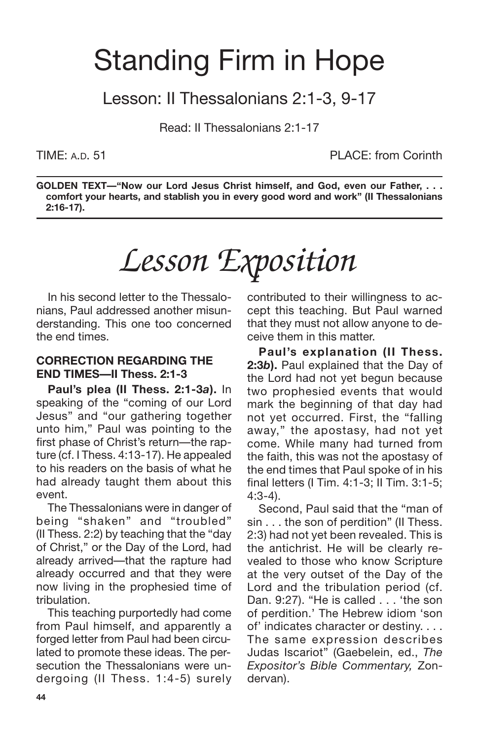# Standing Firm in Hope

## Lesson: II Thessalonians 2:1-3, 9-17

Read: II Thessalonians 2:1-17

TIME: A.D. 51 PLACE: from Corinth

**GOLDEN TEXT—"Now our Lord Jesus Christ himself, and God, even our Father, . . . comfort your hearts, and stablish you in every good word and work" (II Thessalonians 2:16-17).**

# *Lesson Exposition*

In his second letter to the Thessalonians, Paul addressed another misunderstanding. This one too concerned the end times.

### CORRECTION REGARDING THE END TIMES—II Thess. 2:1-3

**Paul's plea (II Thess. 2:1-3*a*).** In speaking of the "coming of our Lord Jesus" and "our gathering together unto him," Paul was pointing to the first phase of Christ's return—the rapture (cf. I Thess. 4:13-17). He appealed to his readers on the basis of what he had already taught them about this event.

The Thessalonians were in danger of being "shaken" and "troubled" (II Thess. 2:2) by teaching that the "day of Christ," or the Day of the Lord, had already arrived—that the rapture had already occurred and that they were now living in the prophesied time of tribulation.

This teaching purportedly had come from Paul himself, and apparently a forged letter from Paul had been circulated to promote these ideas. The persecution the Thessalonians were undergoing (II Thess. 1:4-5) surely contributed to their willingness to accept this teaching. But Paul warned that they must not allow anyone to deceive them in this matter.

**Paul's explanation (II Thess. 2:3*b*).** Paul explained that the Day of the Lord had not yet begun because two prophesied events that would mark the beginning of that day had not yet occurred. First, the "falling away," the apostasy, had not yet come. While many had turned from the faith, this was not the apostasy of the end times that Paul spoke of in his final letters (I Tim. 4:1-3; II Tim. 3:1-5; 4:3-4).

Second, Paul said that the "man of sin . . . the son of perdition" (II Thess. 2:3) had not yet been revealed. This is the antichrist. He will be clearly revealed to those who know Scripture at the very outset of the Day of the Lord and the tribulation period (cf. Dan. 9:27). "He is called . . . 'the son of perdition.' The Hebrew idiom 'son of' indicates character or destiny. . . . The same expression describes Judas Iscariot" (Gaebelein, ed., *The Expositor's Bible Commentary,* Zondervan).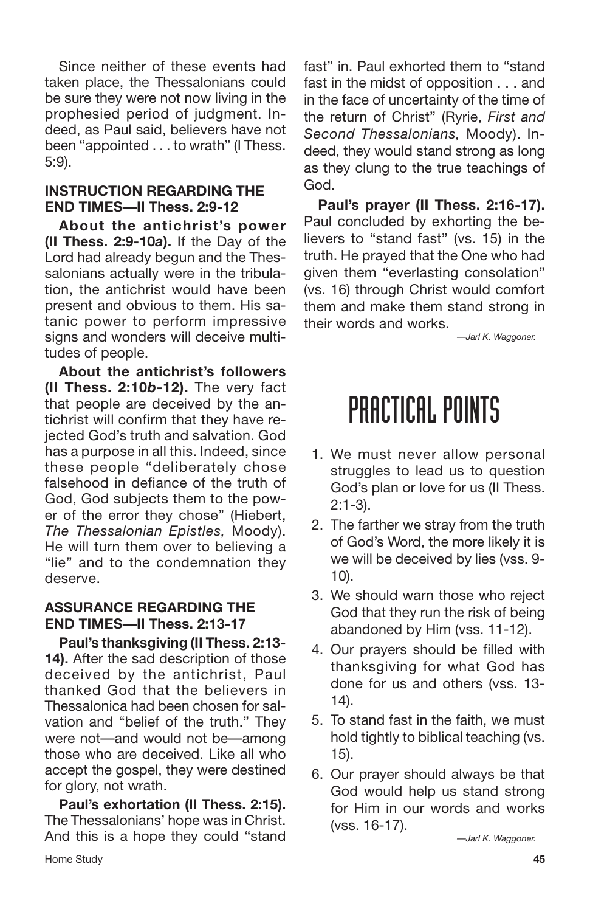Since neither of these events had taken place, the Thessalonians could be sure they were not now living in the prophesied period of judgment. Indeed, as Paul said, believers have not been "appointed . . . to wrath" (I Thess. 5:9).

### INSTRUCTION REGARDING THE END TIMES—II Thess. 2:9-12

**About the antichrist's power (II Thess. 2:9-10*a*).** If the Day of the Lord had already begun and the Thessalonians actually were in the tribulation, the antichrist would have been present and obvious to them. His satanic power to perform impressive signs and wonders will deceive multitudes of people.

**About the antichrist's followers (II Thess. 2:10*b*-12).** The very fact that people are deceived by the antichrist will confirm that they have rejected God's truth and salvation. God has a purpose in all this. Indeed, since these people "deliberately chose falsehood in defiance of the truth of God, God subjects them to the power of the error they chose" (Hiebert, *The Thessalonian Epistles,* Moody). He will turn them over to believing a "lie" and to the condemnation they deserve.

### ASSURANCE REGARDING THE END TIMES—II Thess. 2:13-17

**Paul's thanksgiving (II Thess. 2:13-14).** After the sad description of those deceived by the antichrist, Paul thanked God that the believers in Thessalonica had been chosen for salvation and "belief of the truth." They were not—and would not be—among those who are deceived. Like all who accept the gospel, they were destined for glory, not wrath.

**Paul's exhortation (II Thess. 2:15).** The Thessalonians' hope was in Christ. And this is a hope they could "stand fast" in. Paul exhorted them to "stand fast in the midst of opposition . . . and in the face of uncertainty of the time of the return of Christ" (Ryrie, *First and Second Thessalonians,* Moody). Indeed, they would stand strong as long as they clung to the true teachings of God.

**Paul's prayer (II Thess. 2:16-17).** Paul concluded by exhorting the believers to "stand fast" (vs. 15) in the truth. He prayed that the One who had given them "everlasting consolation" (vs. 16) through Christ would comfort them and make them stand strong in their words and works.

*—Jarl K. Waggoner.*

# PRACTICAL POINTS

1. We must never allow personal struggles to lead us to question God's plan or love for us (II Thess. 2:1-3).
2. The farther we stray from the truth of God's Word, the more likely it is we will be deceived by lies (vss. 9-10).
3. We should warn those who reject God that they run the risk of being abandoned by Him (vss. 11-12).
4. Our prayers should be filled with thanksgiving for what God has done for us and others (vss. 13-14).
5. To stand fast in the faith, we must hold tightly to biblical teaching (vs. 15).
6. Our prayer should always be that God would help us stand strong for Him in our words and works (vss. 16-17).

*—Jarl K. Waggoner.*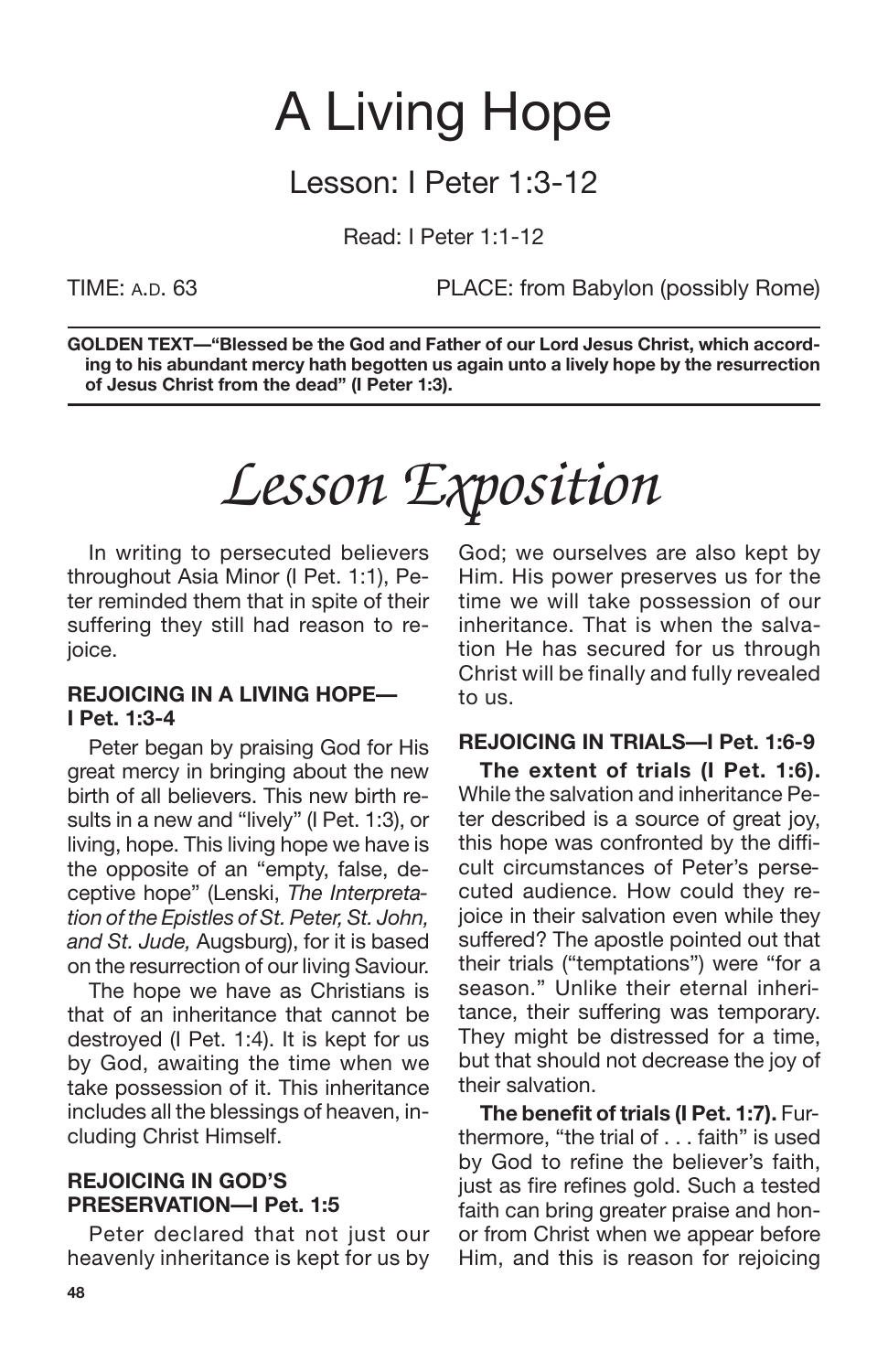# A Living Hope

## Lesson: I Peter 1:3-12

Read: I Peter 1:1-12

TIME: A.D. 63 PLACE: from Babylon (possibly Rome)

**GOLDEN TEXT—"Blessed be the God and Father of our Lord Jesus Christ, which according to his abundant mercy hath begotten us again unto a lively hope by the resurrection of Jesus Christ from the dead" (I Peter 1:3).**

# *Lesson Exposition*

In writing to persecuted believers throughout Asia Minor (I Pet. 1:1), Peter reminded them that in spite of their suffering they still had reason to rejoice.

### REJOICING IN A LIVING HOPE—I Pet. 1:3-4

Peter began by praising God for His great mercy in bringing about the new birth of all believers. This new birth results in a new and "lively" (I Pet. 1:3), or living, hope. This living hope we have is the opposite of an "empty, false, deceptive hope" (Lenski, *The Interpretation of the Epistles of St. Peter, St. John, and St. Jude,* Augsburg), for it is based on the resurrection of our living Saviour.

The hope we have as Christians is that of an inheritance that cannot be destroyed (I Pet. 1:4). It is kept for us by God, awaiting the time when we take possession of it. This inheritance includes all the blessings of heaven, including Christ Himself.

### REJOICING IN GOD'S PRESERVATION—I Pet. 1:5

Peter declared that not just our heavenly inheritance is kept for us by God; we ourselves are also kept by Him. His power preserves us for the time we will take possession of our inheritance. That is when the salvation He has secured for us through Christ will be finally and fully revealed to us.

### REJOICING IN TRIALS—I Pet. 1:6-9

**The extent of trials (I Pet. 1:6).** While the salvation and inheritance Peter described is a source of great joy, this hope was confronted by the difficult circumstances of Peter's persecuted audience. How could they rejoice in their salvation even while they suffered? The apostle pointed out that their trials ("temptations") were "for a season." Unlike their eternal inheritance, their suffering was temporary. They might be distressed for a time, but that should not decrease the joy of their salvation.

**The benefit of trials (I Pet. 1:7).** Furthermore, "the trial of . . . faith" is used by God to refine the believer's faith, just as fire refines gold. Such a tested faith can bring greater praise and honor from Christ when we appear before Him, and this is reason for rejoicing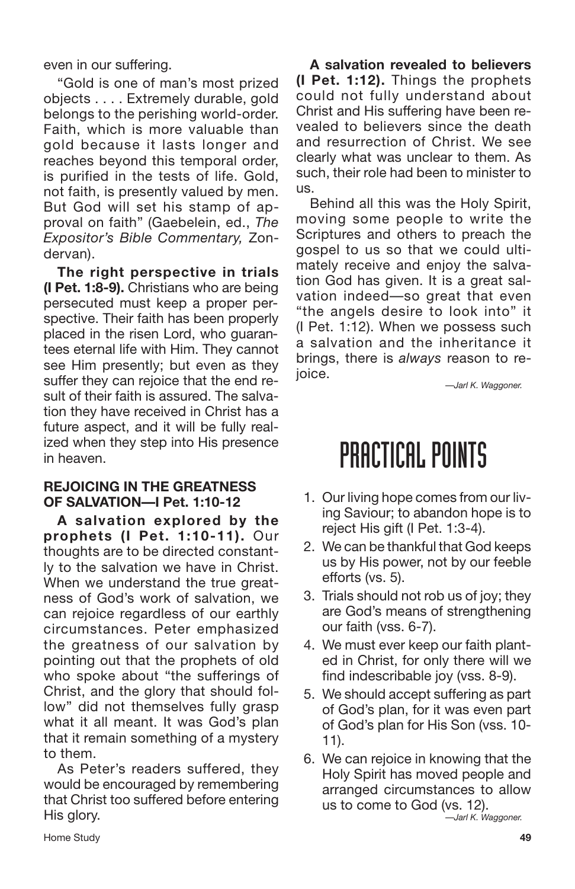even in our suffering.

"Gold is one of man's most prized objects . . . . Extremely durable, gold belongs to the perishing world-order. Faith, which is more valuable than gold because it lasts longer and reaches beyond this temporal order, is purified in the tests of life. Gold, not faith, is presently valued by men. But God will set his stamp of approval on faith" (Gaebelein, ed., *The Expositor's Bible Commentary,* Zondervan).

**The right perspective in trials (I Pet. 1:8-9).** Christians who are being persecuted must keep a proper perspective. Their faith has been properly placed in the risen Lord, who guarantees eternal life with Him. They cannot see Him presently; but even as they suffer they can rejoice that the end result of their faith is assured. The salvation they have received in Christ has a future aspect, and it will be fully realized when they step into His presence in heaven.

### REJOICING IN THE GREATNESS OF SALVATION—I Pet. 1:10-12

**A salvation explored by the prophets (I Pet. 1:10-11).** Our thoughts are to be directed constantly to the salvation we have in Christ. When we understand the true greatness of God's work of salvation, we can rejoice regardless of our earthly circumstances. Peter emphasized the greatness of our salvation by pointing out that the prophets of old who spoke about "the sufferings of Christ, and the glory that should follow" did not themselves fully grasp what it all meant. It was God's plan that it remain something of a mystery to them.

As Peter's readers suffered, they would be encouraged by remembering that Christ too suffered before entering His glory.

**A salvation revealed to believers (I Pet. 1:12).** Things the prophets could not fully understand about Christ and His suffering have been revealed to believers since the death and resurrection of Christ. We see clearly what was unclear to them. As such, their role had been to minister to us.

Behind all this was the Holy Spirit, moving some people to write the Scriptures and others to preach the gospel to us so that we could ultimately receive and enjoy the salvation God has given. It is a great salvation indeed—so great that even "the angels desire to look into" it (I Pet. 1:12). When we possess such a salvation and the inheritance it brings, there is *always* reason to rejoice.

*—Jarl K. Waggoner.*

# PRACTICAL POINTS

1. Our living hope comes from our living Saviour; to abandon hope is to reject His gift (I Pet. 1:3-4).
2. We can be thankful that God keeps us by His power, not by our feeble efforts (vs. 5).
3. Trials should not rob us of joy; they are God's means of strengthening our faith (vss. 6-7).
4. We must ever keep our faith planted in Christ, for only there will we find indescribable joy (vss. 8-9).
5. We should accept suffering as part of God's plan, for it was even part of God's plan for His Son (vss. 10-11).
6. We can rejoice in knowing that the Holy Spirit has moved people and arranged circumstances to allow us to come to God (vs. 12).

*—Jarl K. Waggoner.*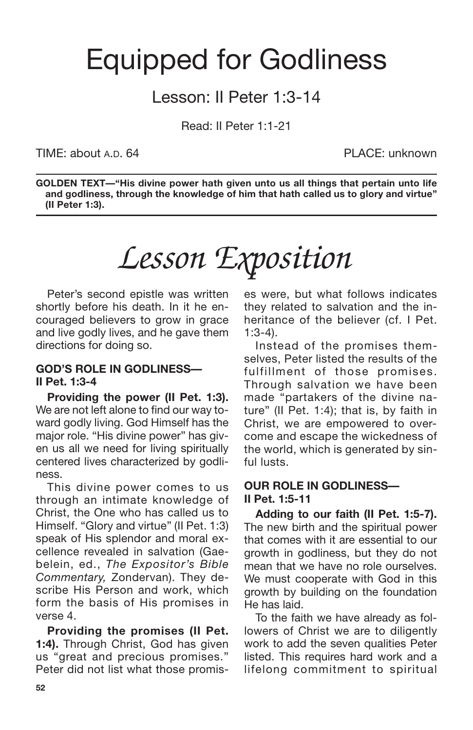# Equipped for Godliness

## Lesson: II Peter 1:3-14

Read: II Peter 1:1-21

TIME: about A.D. 64 PLACE: unknown

**GOLDEN TEXT—"His divine power hath given unto us all things that pertain unto life and godliness, through the knowledge of him that hath called us to glory and virtue" (II Peter 1:3).**

# *Lesson Exposition*

Peter's second epistle was written shortly before his death. In it he encouraged believers to grow in grace and live godly lives, and he gave them directions for doing so.

### GOD'S ROLE IN GODLINESS— II Pet. 1:3-4

**Providing the power (II Pet. 1:3).** We are not left alone to find our way toward godly living. God Himself has the major role. "His divine power" has given us all we need for living spiritually centered lives characterized by godliness.

This divine power comes to us through an intimate knowledge of Christ, the One who has called us to Himself. "Glory and virtue" (II Pet. 1:3) speak of His splendor and moral excellence revealed in salvation (Gaebelein, ed., *The Expositor's Bible Commentary,* Zondervan). They describe His Person and work, which form the basis of His promises in verse 4.

**Providing the promises (II Pet. 1:4).** Through Christ, God has given us "great and precious promises." Peter did not list what those promises were, but what follows indicates they related to salvation and the inheritance of the believer (cf. I Pet. 1:3-4).

Instead of the promises themselves, Peter listed the results of the fulfillment of those promises. Through salvation we have been made "partakers of the divine nature" (II Pet. 1:4); that is, by faith in Christ, we are empowered to overcome and escape the wickedness of the world, which is generated by sinful lusts.

### OUR ROLE IN GODLINESS— II Pet. 1:5-11

**Adding to our faith (II Pet. 1:5-7).** The new birth and the spiritual power that comes with it are essential to our growth in godliness, but they do not mean that we have no role ourselves. We must cooperate with God in this growth by building on the foundation He has laid.

To the faith we have already as followers of Christ we are to diligently work to add the seven qualities Peter listed. This requires hard work and a lifelong commitment to spiritual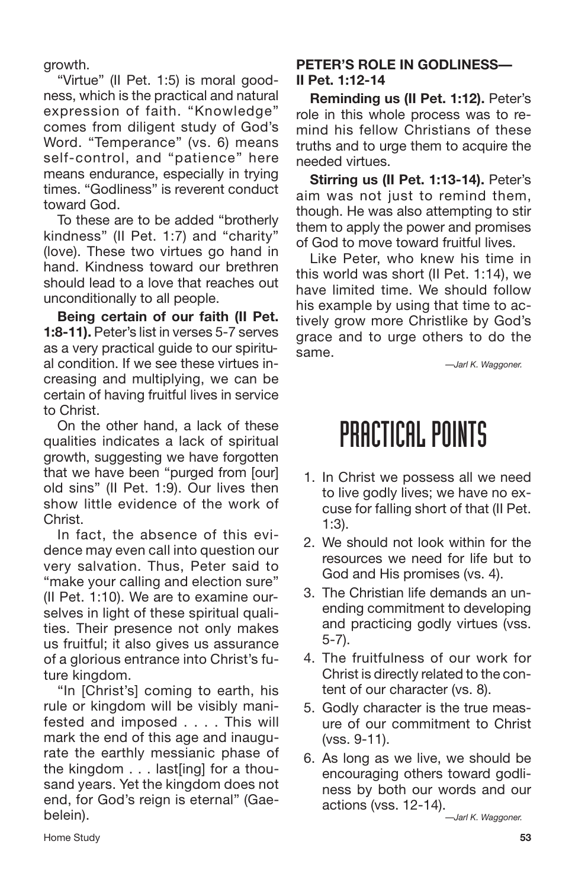growth.

"Virtue" (II Pet. 1:5) is moral goodness, which is the practical and natural expression of faith. "Knowledge" comes from diligent study of God's Word. "Temperance" (vs. 6) means self-control, and "patience" here means endurance, especially in trying times. "Godliness" is reverent conduct toward God.

To these are to be added "brotherly kindness" (II Pet. 1:7) and "charity" (love). These two virtues go hand in hand. Kindness toward our brethren should lead to a love that reaches out unconditionally to all people.

**Being certain of our faith (II Pet. 1:8-11).** Peter's list in verses 5-7 serves as a very practical guide to our spiritual condition. If we see these virtues increasing and multiplying, we can be certain of having fruitful lives in service to Christ.

On the other hand, a lack of these qualities indicates a lack of spiritual growth, suggesting we have forgotten that we have been "purged from [our] old sins" (II Pet. 1:9). Our lives then show little evidence of the work of Christ.

In fact, the absence of this evidence may even call into question our very salvation. Thus, Peter said to "make your calling and election sure" (II Pet. 1:10). We are to examine ourselves in light of these spiritual qualities. Their presence not only makes us fruitful; it also gives us assurance of a glorious entrance into Christ's future kingdom.

"In [Christ's] coming to earth, his rule or kingdom will be visibly manifested and imposed . . . . This will mark the end of this age and inaugurate the earthly messianic phase of the kingdom . . . last[ing] for a thousand years. Yet the kingdom does not end, for God's reign is eternal" (Gaebelein).

**PETER'S ROLE IN GODLINESS—II Pet. 1:12-14**

**Reminding us (II Pet. 1:12).** Peter's role in this whole process was to remind his fellow Christians of these truths and to urge them to acquire the needed virtues.

**Stirring us (II Pet. 1:13-14).** Peter's aim was not just to remind them, though. He was also attempting to stir them to apply the power and promises of God to move toward fruitful lives.

Like Peter, who knew his time in this world was short (II Pet. 1:14), we have limited time. We should follow his example by using that time to actively grow more Christlike by God's grace and to urge others to do the same.

*—Jarl K. Waggoner.*

# PRACTICAL POINTS

1. In Christ we possess all we need to live godly lives; we have no excuse for falling short of that (II Pet. 1:3).
2. We should not look within for the resources we need for life but to God and His promises (vs. 4).
3. The Christian life demands an unending commitment to developing and practicing godly virtues (vss. 5-7).
4. The fruitfulness of our work for Christ is directly related to the content of our character (vs. 8).
5. Godly character is the true measure of our commitment to Christ (vss. 9-11).
6. As long as we live, we should be encouraging others toward godliness by both our words and our actions (vss. 12-14).

*—Jarl K. Waggoner.*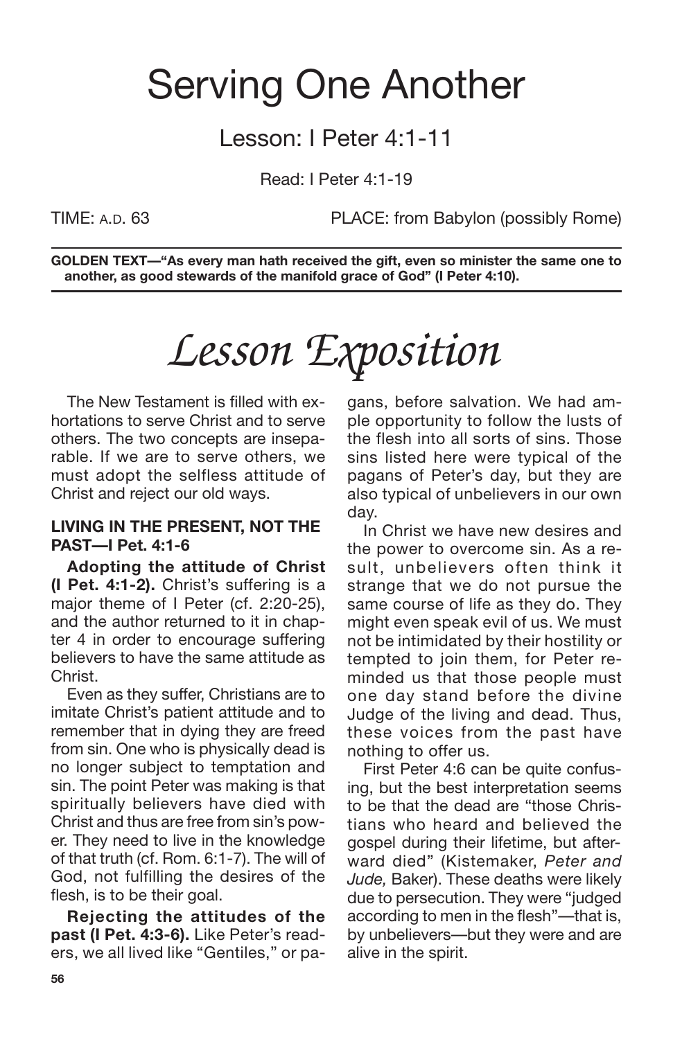# Serving One Another

## Lesson: I Peter 4:1-11

Read: I Peter 4:1-19

TIME: A.D. 63 PLACE: from Babylon (possibly Rome)

**GOLDEN TEXT—"As every man hath received the gift, even so minister the same one to another, as good stewards of the manifold grace of God" (I Peter 4:10).**

# *Lesson Exposition*

The New Testament is filled with exhortations to serve Christ and to serve others. The two concepts are inseparable. If we are to serve others, we must adopt the selfless attitude of Christ and reject our old ways.

### LIVING IN THE PRESENT, NOT THE PAST—I Pet. 4:1-6

**Adopting the attitude of Christ (I Pet. 4:1-2).** Christ's suffering is a major theme of I Peter (cf. 2:20-25), and the author returned to it in chapter 4 in order to encourage suffering believers to have the same attitude as Christ.

Even as they suffer, Christians are to imitate Christ's patient attitude and to remember that in dying they are freed from sin. One who is physically dead is no longer subject to temptation and sin. The point Peter was making is that spiritually believers have died with Christ and thus are free from sin's power. They need to live in the knowledge of that truth (cf. Rom. 6:1-7). The will of God, not fulfilling the desires of the flesh, is to be their goal.

**Rejecting the attitudes of the past (I Pet. 4:3-6).** Like Peter's readers, we all lived like "Gentiles," or pagans, before salvation. We had ample opportunity to follow the lusts of the flesh into all sorts of sins. Those sins listed here were typical of the pagans of Peter's day, but they are also typical of unbelievers in our own day.

In Christ we have new desires and the power to overcome sin. As a result, unbelievers often think it strange that we do not pursue the same course of life as they do. They might even speak evil of us. We must not be intimidated by their hostility or tempted to join them, for Peter reminded us that those people must one day stand before the divine Judge of the living and dead. Thus, these voices from the past have nothing to offer us.

First Peter 4:6 can be quite confusing, but the best interpretation seems to be that the dead are "those Christians who heard and believed the gospel during their lifetime, but afterward died" (Kistemaker, *Peter and Jude,* Baker). These deaths were likely due to persecution. They were "judged according to men in the flesh"—that is, by unbelievers—but they were and are alive in the spirit.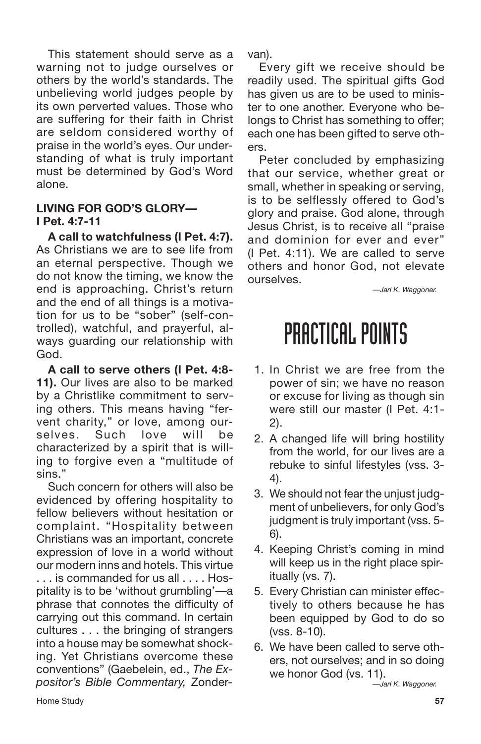This statement should serve as a warning not to judge ourselves or others by the world's standards. The unbelieving world judges people by its own perverted values. Those who are suffering for their faith in Christ are seldom considered worthy of praise in the world's eyes. Our understanding of what is truly important must be determined by God's Word alone.

### LIVING FOR GOD'S GLORY—I Pet. 4:7-11

**A call to watchfulness (I Pet. 4:7).** As Christians we are to see life from an eternal perspective. Though we do not know the timing, we know the end is approaching. Christ's return and the end of all things is a motivation for us to be "sober" (self-controlled), watchful, and prayerful, always guarding our relationship with God.

**A call to serve others (I Pet. 4:8-11).** Our lives are also to be marked by a Christlike commitment to serving others. This means having "fervent charity," or love, among ourselves. Such love will be characterized by a spirit that is willing to forgive even a "multitude of sins."

Such concern for others will also be evidenced by offering hospitality to fellow believers without hesitation or complaint. "Hospitality between Christians was an important, concrete expression of love in a world without our modern inns and hotels. This virtue . . . is commanded for us all . . . . Hospitality is to be 'without grumbling'—a phrase that connotes the difficulty of carrying out this command. In certain cultures . . . the bringing of strangers into a house may be somewhat shocking. Yet Christians overcome these conventions" (Gaebelein, ed., *The Expositor's Bible Commentary,* Zondervan).

Every gift we receive should be readily used. The spiritual gifts God has given us are to be used to minister to one another. Everyone who belongs to Christ has something to offer; each one has been gifted to serve others.

Peter concluded by emphasizing that our service, whether great or small, whether in speaking or serving, is to be selflessly offered to God's glory and praise. God alone, through Jesus Christ, is to receive all "praise and dominion for ever and ever" (I Pet. 4:11). We are called to serve others and honor God, not elevate ourselves.

*—Jarl K. Waggoner.*

## PRACTICAL POINTS

1. In Christ we are free from the power of sin; we have no reason or excuse for living as though sin were still our master (I Pet. 4:1-2).
2. A changed life will bring hostility from the world, for our lives are a rebuke to sinful lifestyles (vss. 3-4).
3. We should not fear the unjust judgment of unbelievers, for only God's judgment is truly important (vss. 5-6).
4. Keeping Christ's coming in mind will keep us in the right place spiritually (vs. 7).
5. Every Christian can minister effectively to others because he has been equipped by God to do so (vss. 8-10).
6. We have been called to serve others, not ourselves; and in so doing we honor God (vs. 11).

*—Jarl K. Waggoner.*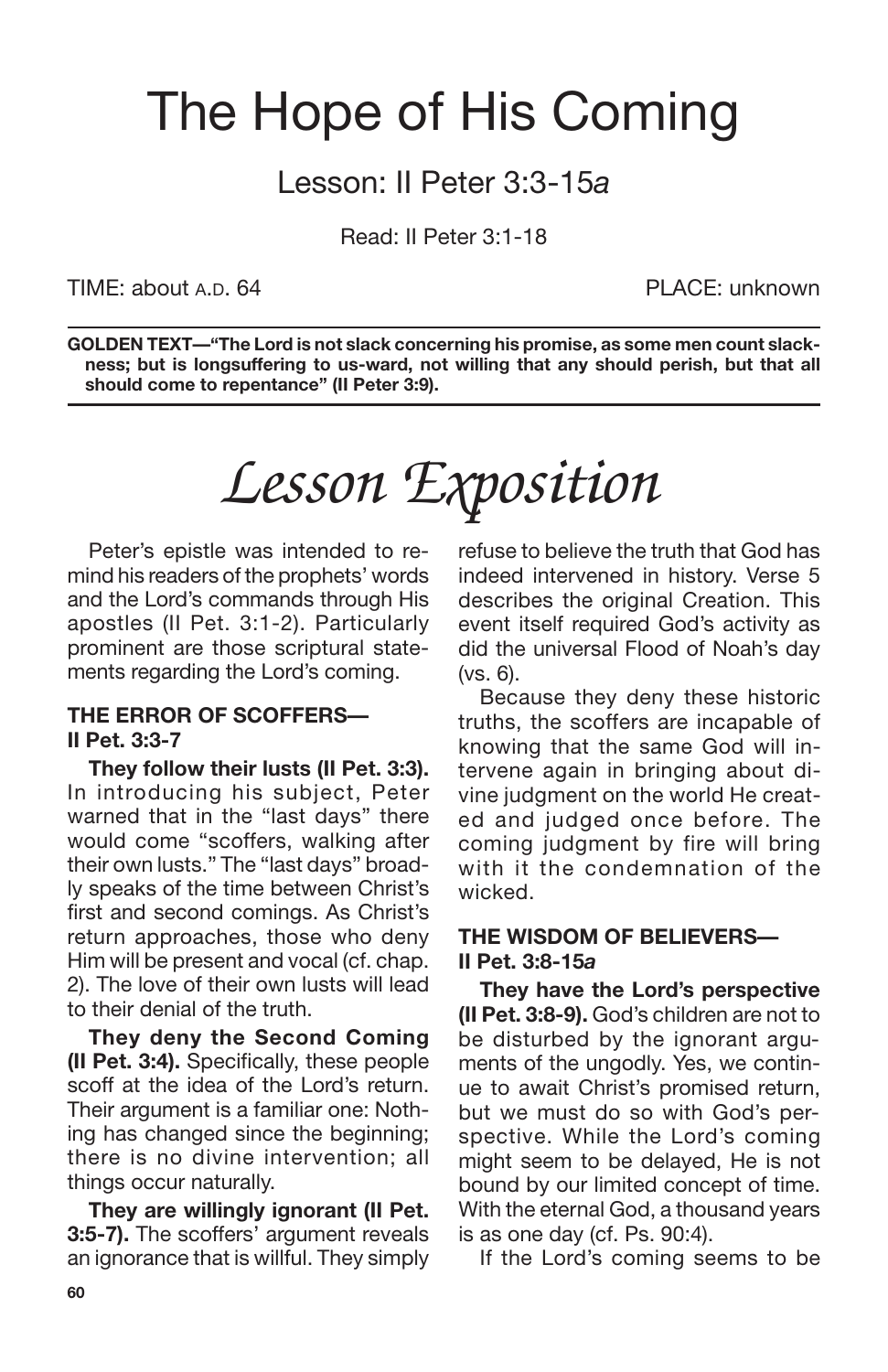# The Hope of His Coming

## Lesson: II Peter 3:3-15*a*

Read: II Peter 3:1-18

TIME: about A.D. 64 PLACE: unknown

**GOLDEN TEXT—"The Lord is not slack concerning his promise, as some men count slackness; but is longsuffering to us-ward, not willing that any should perish, but that all should come to repentance" (II Peter 3:9).**

# *Lesson Exposition*

Peter's epistle was intended to remind his readers of the prophets' words and the Lord's commands through His apostles (II Pet. 3:1-2). Particularly prominent are those scriptural statements regarding the Lord's coming.

### THE ERROR OF SCOFFERS—II Pet. 3:3-7

**They follow their lusts (II Pet. 3:3).** In introducing his subject, Peter warned that in the "last days" there would come "scoffers, walking after their own lusts." The "last days" broadly speaks of the time between Christ's first and second comings. As Christ's return approaches, those who deny Him will be present and vocal (cf. chap. 2). The love of their own lusts will lead to their denial of the truth.

**They deny the Second Coming (II Pet. 3:4).** Specifically, these people scoff at the idea of the Lord's return. Their argument is a familiar one: Nothing has changed since the beginning; there is no divine intervention; all things occur naturally.

**They are willingly ignorant (II Pet. 3:5-7).** The scoffers' argument reveals an ignorance that is willful. They simply refuse to believe the truth that God has indeed intervened in history. Verse 5 describes the original Creation. This event itself required God's activity as did the universal Flood of Noah's day (vs. 6).

Because they deny these historic truths, the scoffers are incapable of knowing that the same God will intervene again in bringing about divine judgment on the world He created and judged once before. The coming judgment by fire will bring with it the condemnation of the wicked.

### THE WISDOM OF BELIEVERS—II Pet. 3:8-15*a*

**They have the Lord's perspective (II Pet. 3:8-9).** God's children are not to be disturbed by the ignorant arguments of the ungodly. Yes, we continue to await Christ's promised return, but we must do so with God's perspective. While the Lord's coming might seem to be delayed, He is not bound by our limited concept of time. With the eternal God, a thousand years is as one day (cf. Ps. 90:4).

If the Lord's coming seems to be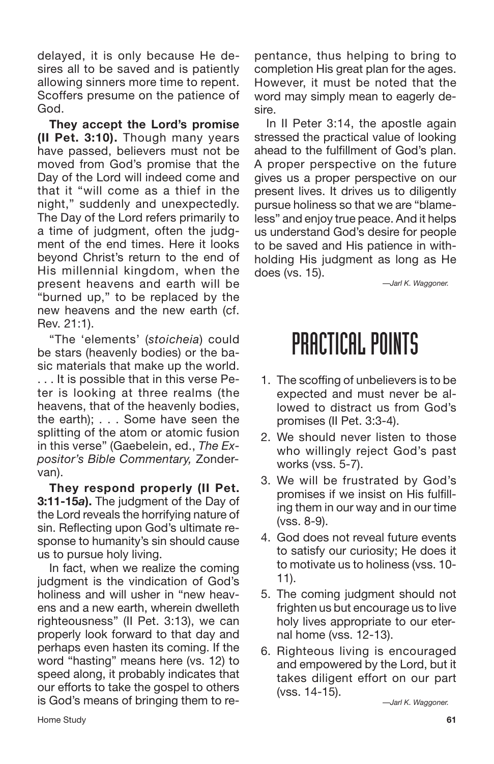delayed, it is only because He desires all to be saved and is patiently allowing sinners more time to repent. Scoffers presume on the patience of God.

**They accept the Lord's promise (II Pet. 3:10).** Though many years have passed, believers must not be moved from God's promise that the Day of the Lord will indeed come and that it "will come as a thief in the night," suddenly and unexpectedly. The Day of the Lord refers primarily to a time of judgment, often the judgment of the end times. Here it looks beyond Christ's return to the end of His millennial kingdom, when the present heavens and earth will be "burned up," to be replaced by the new heavens and the new earth (cf. Rev. 21:1).

"The 'elements' (*stoicheia*) could be stars (heavenly bodies) or the basic materials that make up the world. . . . It is possible that in this verse Peter is looking at three realms (the heavens, that of the heavenly bodies, the earth); . . . Some have seen the splitting of the atom or atomic fusion in this verse" (Gaebelein, ed., *The Expositor's Bible Commentary,* Zondervan).

**They respond properly (II Pet. 3:11-15*a*).** The judgment of the Day of the Lord reveals the horrifying nature of sin. Reflecting upon God's ultimate response to humanity's sin should cause us to pursue holy living.

In fact, when we realize the coming judgment is the vindication of God's holiness and will usher in "new heavens and a new earth, wherein dwelleth righteousness" (II Pet. 3:13), we can properly look forward to that day and perhaps even hasten its coming. If the word "hasting" means here (vs. 12) to speed along, it probably indicates that our efforts to take the gospel to others is God's means of bringing them to repentance, thus helping to bring to completion His great plan for the ages. However, it must be noted that the word may simply mean to eagerly desire.

In II Peter 3:14, the apostle again stressed the practical value of looking ahead to the fulfillment of God's plan. A proper perspective on the future gives us a proper perspective on our present lives. It drives us to diligently pursue holiness so that we are "blameless" and enjoy true peace. And it helps us understand God's desire for people to be saved and His patience in withholding His judgment as long as He does (vs. 15).

—*Jarl K. Waggoner.*

# PRACTICAL POINTS

1. The scoffing of unbelievers is to be expected and must never be allowed to distract us from God's promises (II Pet. 3:3-4).
2. We should never listen to those who willingly reject God's past works (vss. 5-7).
3. We will be frustrated by God's promises if we insist on His fulfilling them in our way and in our time (vss. 8-9).
4. God does not reveal future events to satisfy our curiosity; He does it to motivate us to holiness (vss. 10-11).
5. The coming judgment should not frighten us but encourage us to live holy lives appropriate to our eternal home (vss. 12-13).
6. Righteous living is encouraged and empowered by the Lord, but it takes diligent effort on our part (vss. 14-15).

—*Jarl K. Waggoner.*